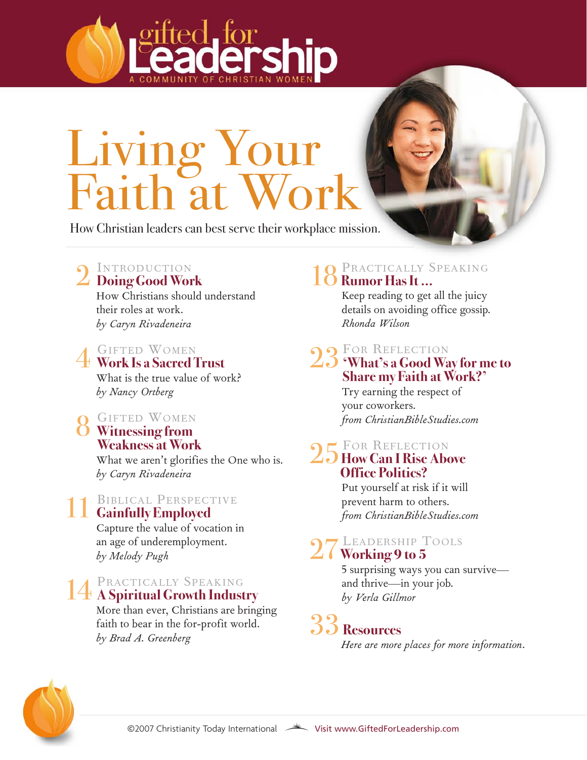gifted for **Leadership**
A COMMUNITY OF CHRISTIAN WOMEN

# Living Your Faith at Work

How Christian leaders can best serve their workplace mission.

**2** INTRODUCTION
**Doing Good Work**
How Christians should understand their roles at work.
*by Caryn Rivadeneira*

**4** GIFTED WOMEN
**Work Is a Sacred Trust**
What is the true value of work?
*by Nancy Ortberg*

**8** GIFTED WOMEN
**Witnessing from Weakness at Work**
What we aren't glorifies the One who is.
*by Caryn Rivadeneira*

**11** BIBLICAL PERSPECTIVE
**Gainfully Employed**
Capture the value of vocation in an age of underemployment.
*by Melody Pugh*

**14** PRACTICALLY SPEAKING
**A Spiritual Growth Industry**
More than ever, Christians are bringing faith to bear in the for-profit world.
*by Brad A. Greenberg*

**18** PRACTICALLY SPEAKING
**Rumor Has It …**
Keep reading to get all the juicy details on avoiding office gossip.
*Rhonda Wilson*

**23** FOR REFLECTION
**'What's a Good Way for me to Share my Faith at Work?'**
Try earning the respect of your coworkers.
*from ChristianBibleStudies.com*

**25** FOR REFLECTION
**How Can I Rise Above Office Politics?**
Put yourself at risk if it will prevent harm to others.
*from ChristianBibleStudies.com*

**27** LEADERSHIP TOOLS
**Working 9 to 5**
5 surprising ways you can survive—and thrive—in your job.
*by Verla Gillmor*

**33** **Resources**
*Here are more places for more information.*

©2007 Christianity Today International Visit www.GiftedForLeadership.com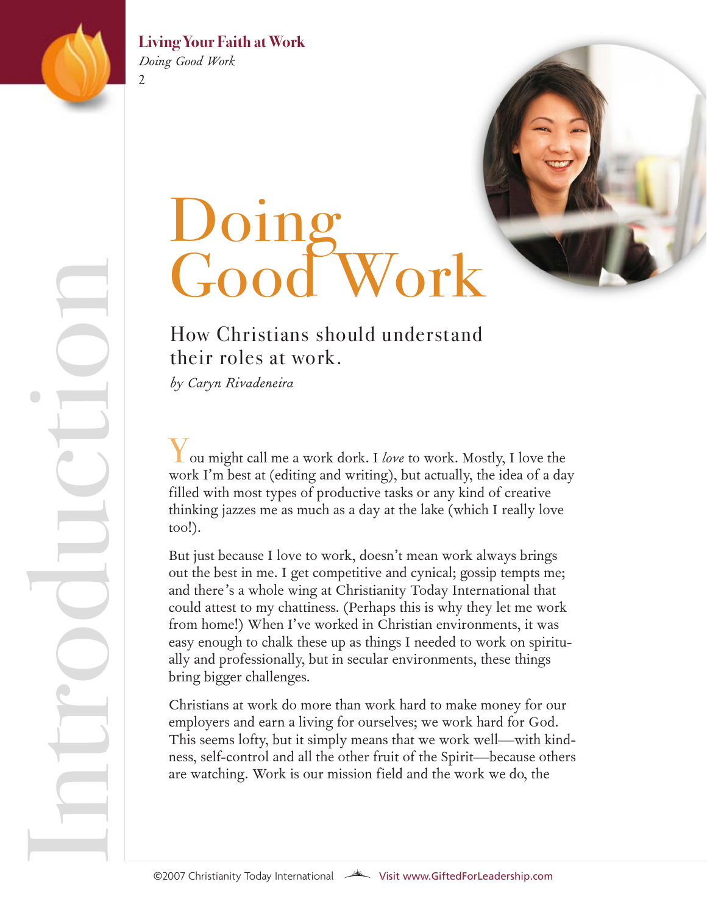# Doing Good Work

## How Christians should understand their roles at work.

*by Caryn Rivadeneira*

You might call me a work dork. I *love* to work. Mostly, I love the work I'm best at (editing and writing), but actually, the idea of a day filled with most types of productive tasks or any kind of creative thinking jazzes me as much as a day at the lake (which I really love too!).

But just because I love to work, doesn't mean work always brings out the best in me. I get competitive and cynical; gossip tempts me; and there's a whole wing at Christianity Today International that could attest to my chattiness. (Perhaps this is why they let me work from home!) When I've worked in Christian environments, it was easy enough to chalk these up as things I needed to work on spiritually and professionally, but in secular environments, these things bring bigger challenges.

Christians at work do more than work hard to make money for our employers and earn a living for ourselves; we work hard for God. This seems lofty, but it simply means that we work well—with kindness, self-control and all the other fruit of the Spirit—because others are watching. Work is our mission field and the work we do, the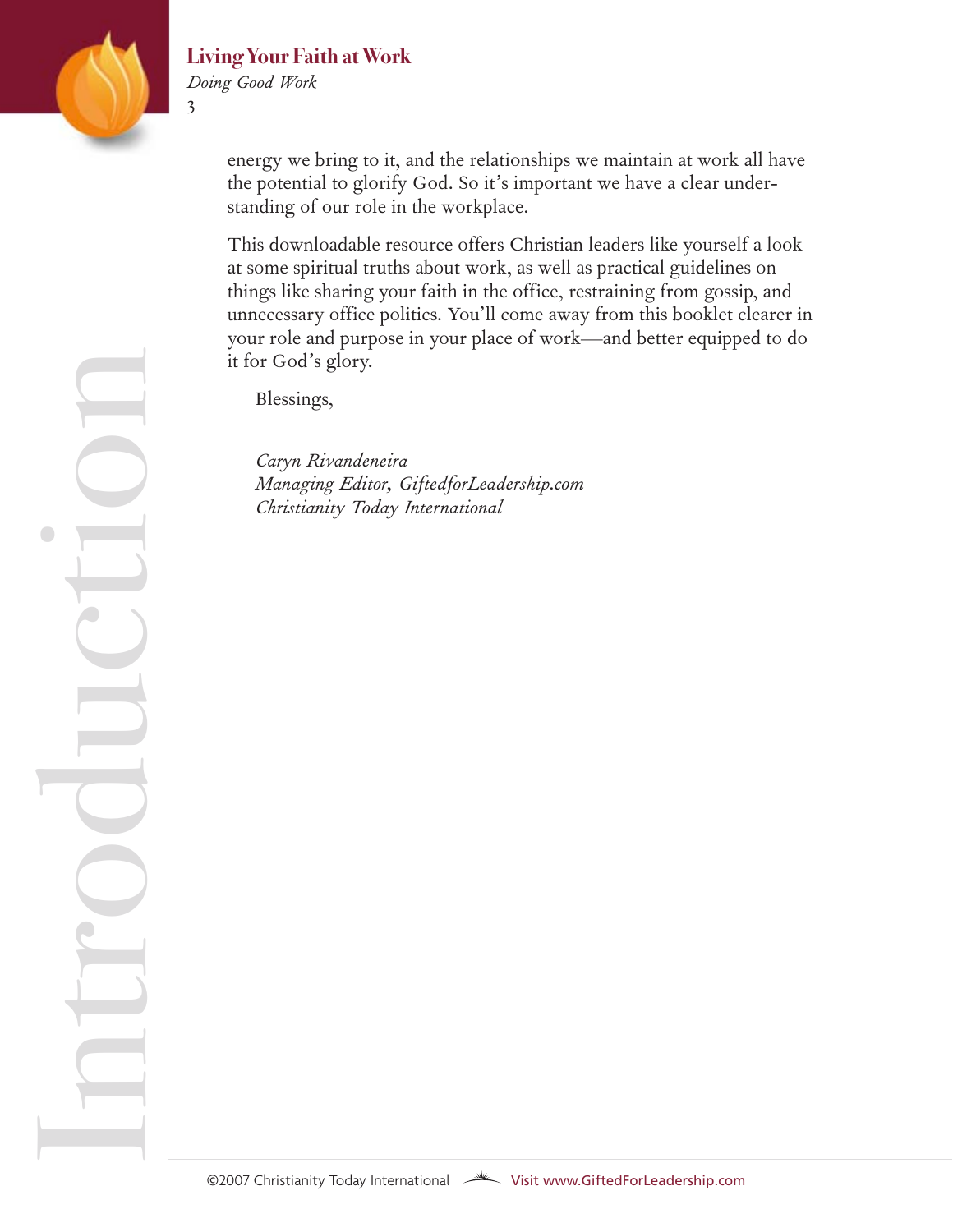energy we bring to it, and the relationships we maintain at work all have the potential to glorify God. So it's important we have a clear understanding of our role in the workplace.

This downloadable resource offers Christian leaders like yourself a look at some spiritual truths about work, as well as practical guidelines on things like sharing your faith in the office, restraining from gossip, and unnecessary office politics. You'll come away from this booklet clearer in your role and purpose in your place of work—and better equipped to do it for God's glory.

Blessings,

*Caryn Rivandeneira*
*Managing Editor, GiftedforLeadership.com*
*Christianity Today International*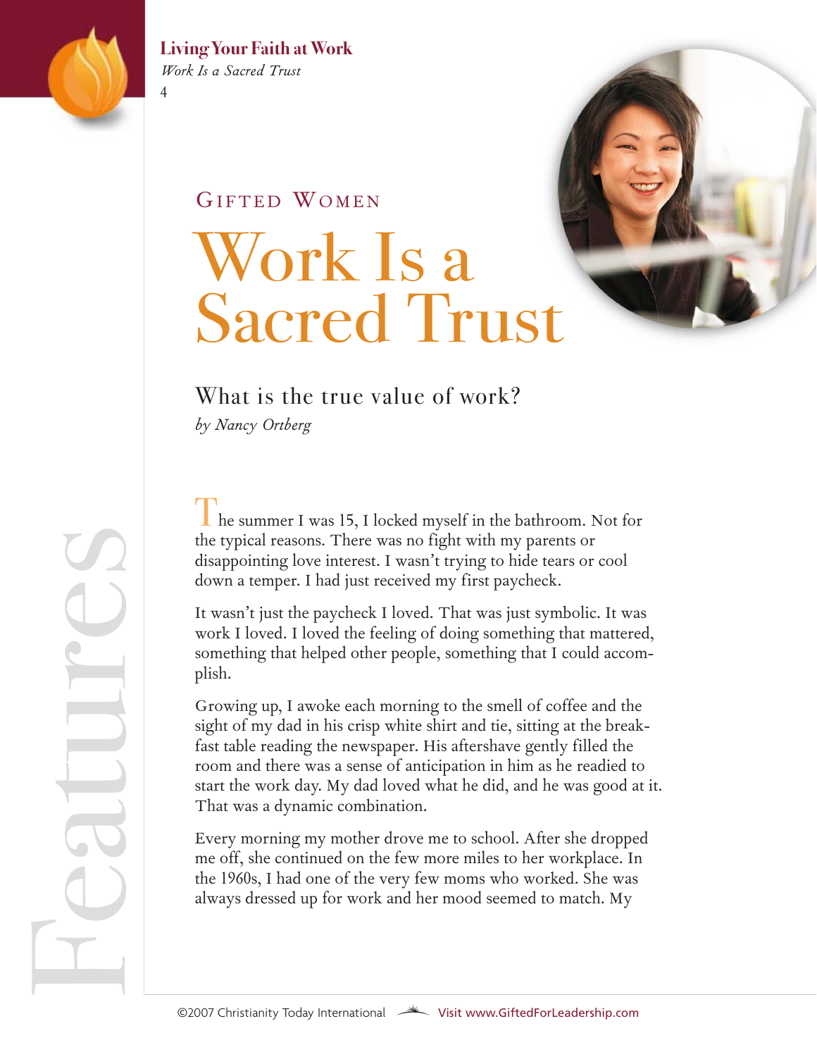Gifted Women

# Work Is a Sacred Trust

## What is the true value of work?

*by Nancy Ortberg*

The summer I was 15, I locked myself in the bathroom. Not for the typical reasons. There was no fight with my parents or disappointing love interest. I wasn't trying to hide tears or cool down a temper. I had just received my first paycheck.

It wasn't just the paycheck I loved. That was just symbolic. It was work I loved. I loved the feeling of doing something that mattered, something that helped other people, something that I could accomplish.

Growing up, I awoke each morning to the smell of coffee and the sight of my dad in his crisp white shirt and tie, sitting at the breakfast table reading the newspaper. His aftershave gently filled the room and there was a sense of anticipation in him as he readied to start the work day. My dad loved what he did, and he was good at it. That was a dynamic combination.

Every morning my mother drove me to school. After she dropped me off, she continued on the few more miles to her workplace. In the 1960s, I had one of the very few moms who worked. She was always dressed up for work and her mood seemed to match. My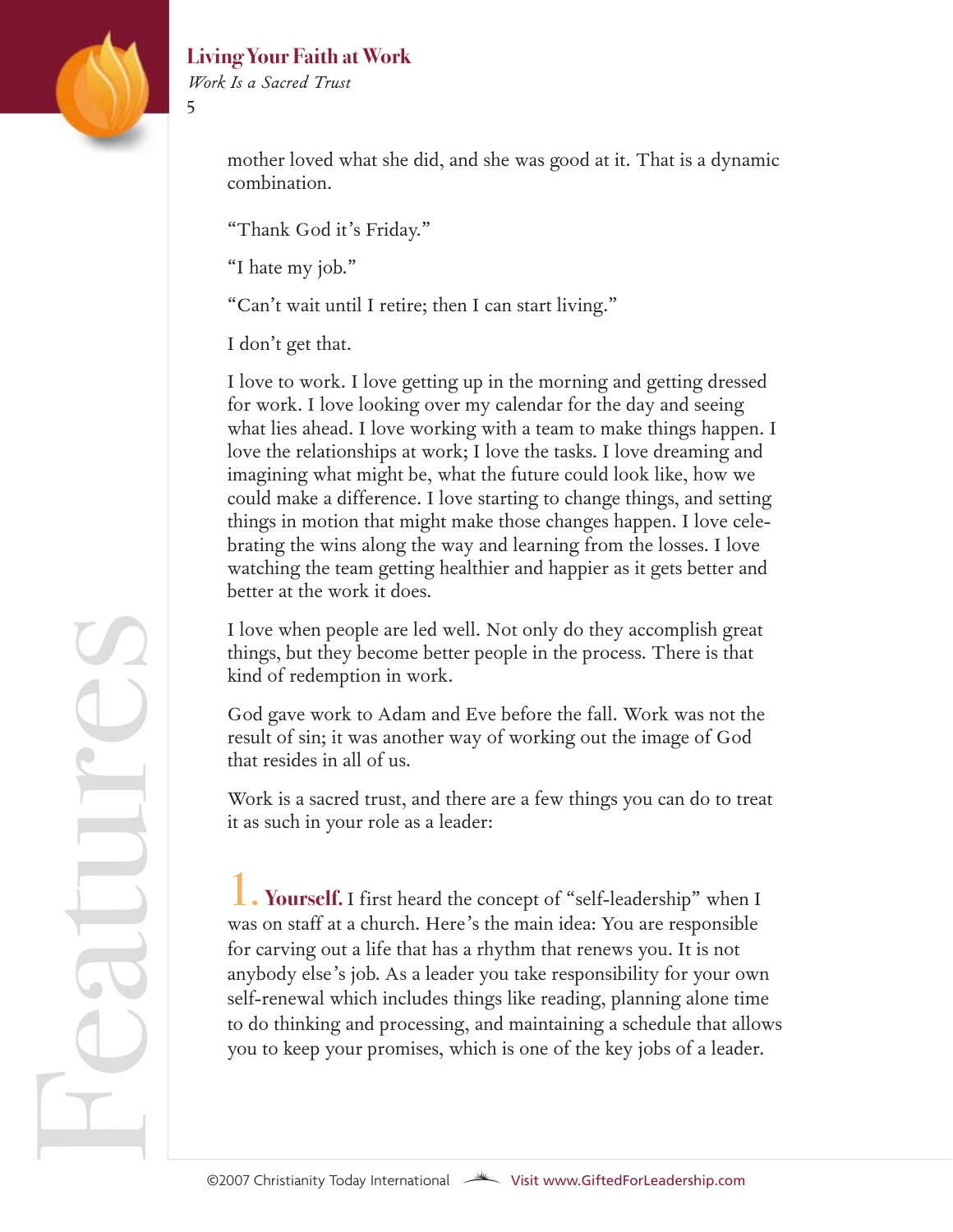mother loved what she did, and she was good at it. That is a dynamic combination.

"Thank God it's Friday."

"I hate my job."

"Can't wait until I retire; then I can start living."

I don't get that.

I love to work. I love getting up in the morning and getting dressed for work. I love looking over my calendar for the day and seeing what lies ahead. I love working with a team to make things happen. I love the relationships at work; I love the tasks. I love dreaming and imagining what might be, what the future could look like, how we could make a difference. I love starting to change things, and setting things in motion that might make those changes happen. I love celebrating the wins along the way and learning from the losses. I love watching the team getting healthier and happier as it gets better and better at the work it does.

I love when people are led well. Not only do they accomplish great things, but they become better people in the process. There is that kind of redemption in work.

God gave work to Adam and Eve before the fall. Work was not the result of sin; it was another way of working out the image of God that resides in all of us.

Work is a sacred trust, and there are a few things you can do to treat it as such in your role as a leader:

**1. Yourself.** I first heard the concept of "self-leadership" when I was on staff at a church. Here's the main idea: You are responsible for carving out a life that has a rhythm that renews you. It is not anybody else's job. As a leader you take responsibility for your own self-renewal which includes things like reading, planning alone time to do thinking and processing, and maintaining a schedule that allows you to keep your promises, which is one of the key jobs of a leader.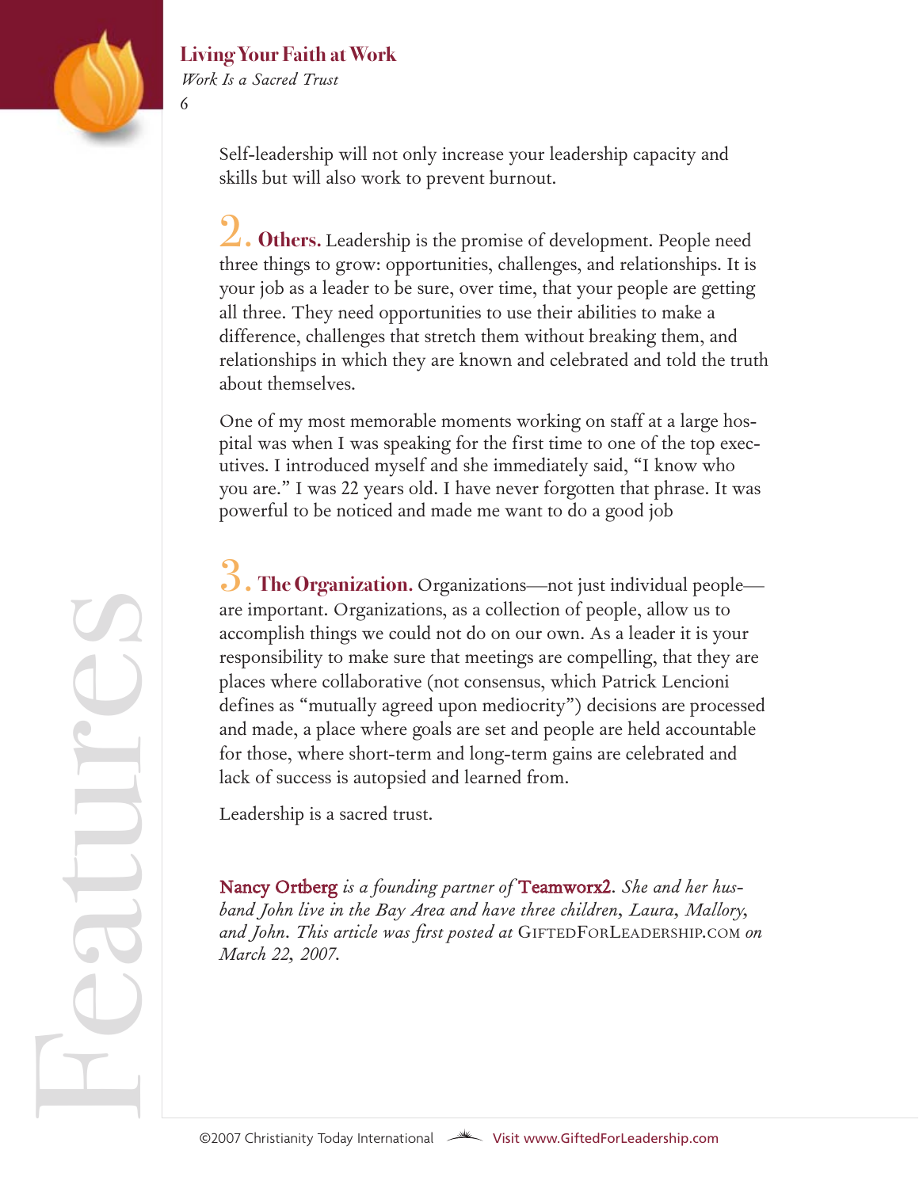Self-leadership will not only increase your leadership capacity and skills but will also work to prevent burnout.

**2. Others.** Leadership is the promise of development. People need three things to grow: opportunities, challenges, and relationships. It is your job as a leader to be sure, over time, that your people are getting all three. They need opportunities to use their abilities to make a difference, challenges that stretch them without breaking them, and relationships in which they are known and celebrated and told the truth about themselves.

One of my most memorable moments working on staff at a large hospital was when I was speaking for the first time to one of the top executives. I introduced myself and she immediately said, "I know who you are." I was 22 years old. I have never forgotten that phrase. It was powerful to be noticed and made me want to do a good job

**3. The Organization.** Organizations—not just individual people—are important. Organizations, as a collection of people, allow us to accomplish things we could not do on our own. As a leader it is your responsibility to make sure that meetings are compelling, that they are places where collaborative (not consensus, which Patrick Lencioni defines as "mutually agreed upon mediocrity") decisions are processed and made, a place where goals are set and people are held accountable for those, where short-term and long-term gains are celebrated and lack of success is autopsied and learned from.

Leadership is a sacred trust.

*Nancy Ortberg is a founding partner of Teamworx2. She and her husband John live in the Bay Area and have three children, Laura, Mallory, and John. This article was first posted at* GiftedForLeadership.com *on March 22, 2007.*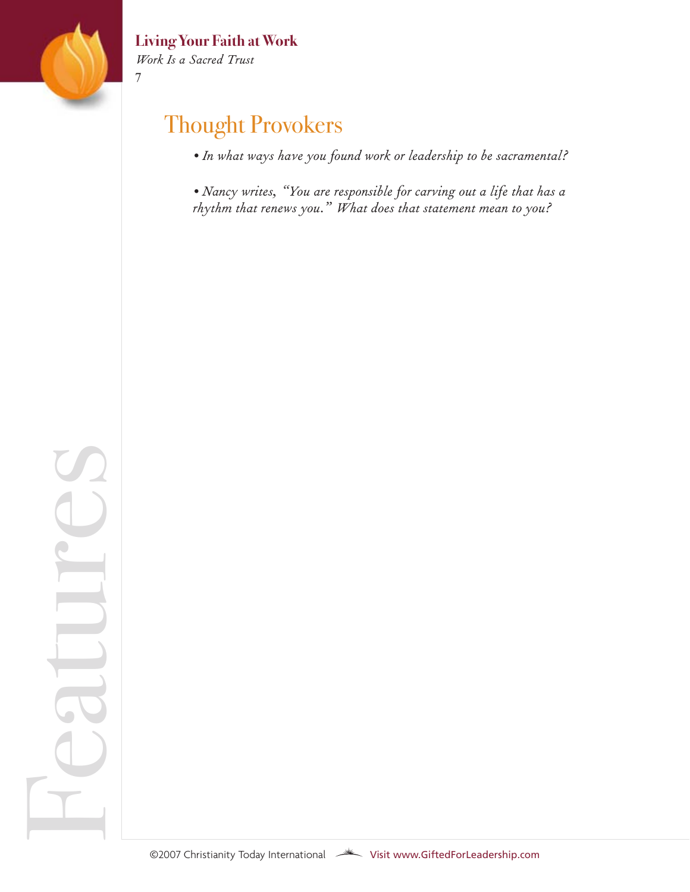## Thought Provokers

- *In what ways have you found work or leadership to be sacramental?*

- *Nancy writes, "You are responsible for carving out a life that has a rhythm that renews you." What does that statement mean to you?*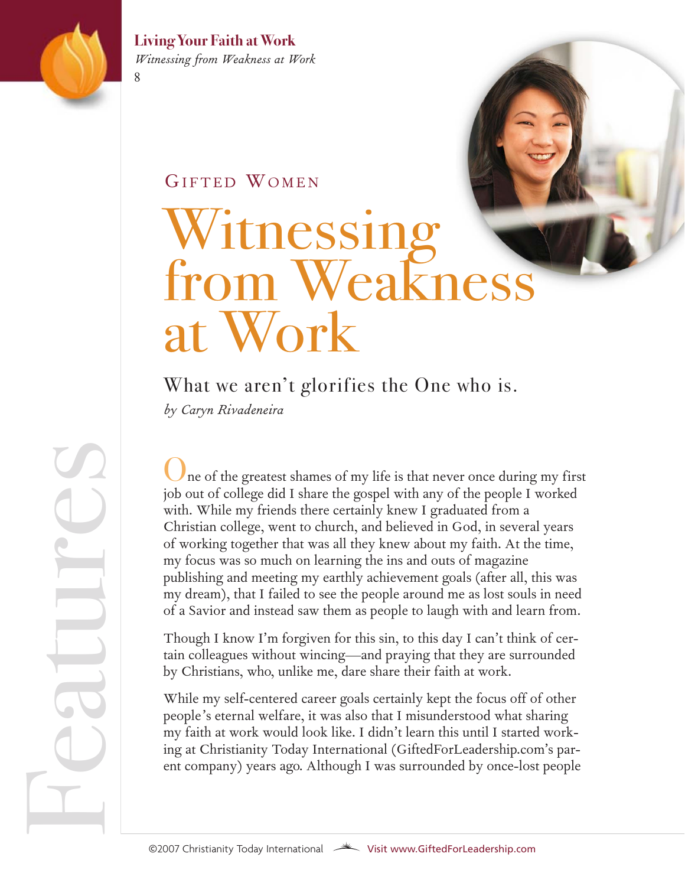Gifted Women

# Witnessing from Weakness at Work

## What we aren't glorifies the One who is.

*by Caryn Rivadeneira*

One of the greatest shames of my life is that never once during my first job out of college did I share the gospel with any of the people I worked with. While my friends there certainly knew I graduated from a Christian college, went to church, and believed in God, in several years of working together that was all they knew about my faith. At the time, my focus was so much on learning the ins and outs of magazine publishing and meeting my earthly achievement goals (after all, this was my dream), that I failed to see the people around me as lost souls in need of a Savior and instead saw them as people to laugh with and learn from.

Though I know I'm forgiven for this sin, to this day I can't think of certain colleagues without wincing—and praying that they are surrounded by Christians, who, unlike me, dare share their faith at work.

While my self-centered career goals certainly kept the focus off of other people's eternal welfare, it was also that I misunderstood what sharing my faith at work would look like. I didn't learn this until I started working at Christianity Today International (GiftedForLeadership.com's parent company) years ago. Although I was surrounded by once-lost people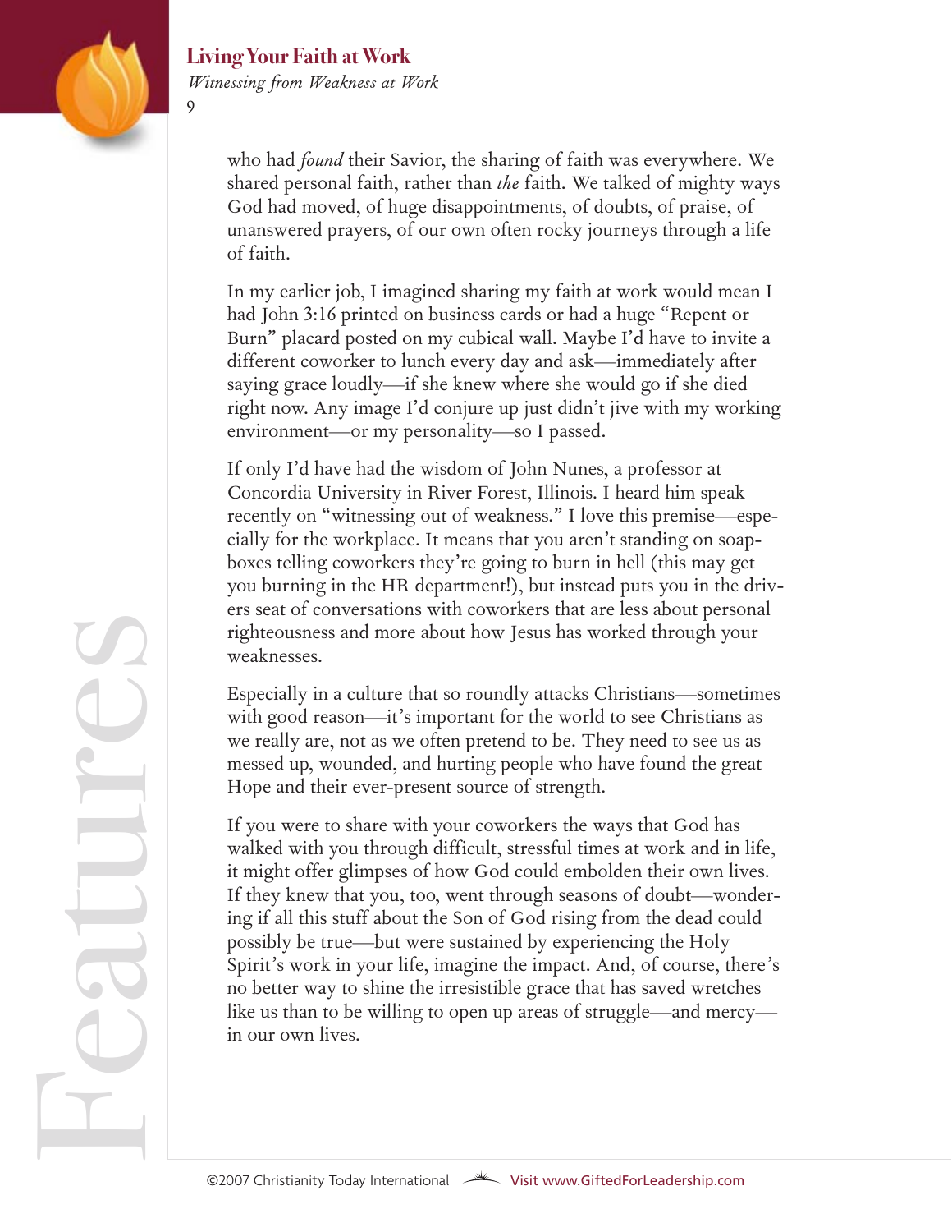who had *found* their Savior, the sharing of faith was everywhere. We shared personal faith, rather than *the* faith. We talked of mighty ways God had moved, of huge disappointments, of doubts, of praise, of unanswered prayers, of our own often rocky journeys through a life of faith.

In my earlier job, I imagined sharing my faith at work would mean I had John 3:16 printed on business cards or had a huge "Repent or Burn" placard posted on my cubical wall. Maybe I'd have to invite a different coworker to lunch every day and ask—immediately after saying grace loudly—if she knew where she would go if she died right now. Any image I'd conjure up just didn't jive with my working environment—or my personality—so I passed.

If only I'd have had the wisdom of John Nunes, a professor at Concordia University in River Forest, Illinois. I heard him speak recently on "witnessing out of weakness." I love this premise—especially for the workplace. It means that you aren't standing on soapboxes telling coworkers they're going to burn in hell (this may get you burning in the HR department!), but instead puts you in the drivers seat of conversations with coworkers that are less about personal righteousness and more about how Jesus has worked through your weaknesses.

Especially in a culture that so roundly attacks Christians—sometimes with good reason—it's important for the world to see Christians as we really are, not as we often pretend to be. They need to see us as messed up, wounded, and hurting people who have found the great Hope and their ever-present source of strength.

If you were to share with your coworkers the ways that God has walked with you through difficult, stressful times at work and in life, it might offer glimpses of how God could embolden their own lives. If they knew that you, too, went through seasons of doubt—wondering if all this stuff about the Son of God rising from the dead could possibly be true—but were sustained by experiencing the Holy Spirit's work in your life, imagine the impact. And, of course, there's no better way to shine the irresistible grace that has saved wretches like us than to be willing to open up areas of struggle—and mercy—in our own lives.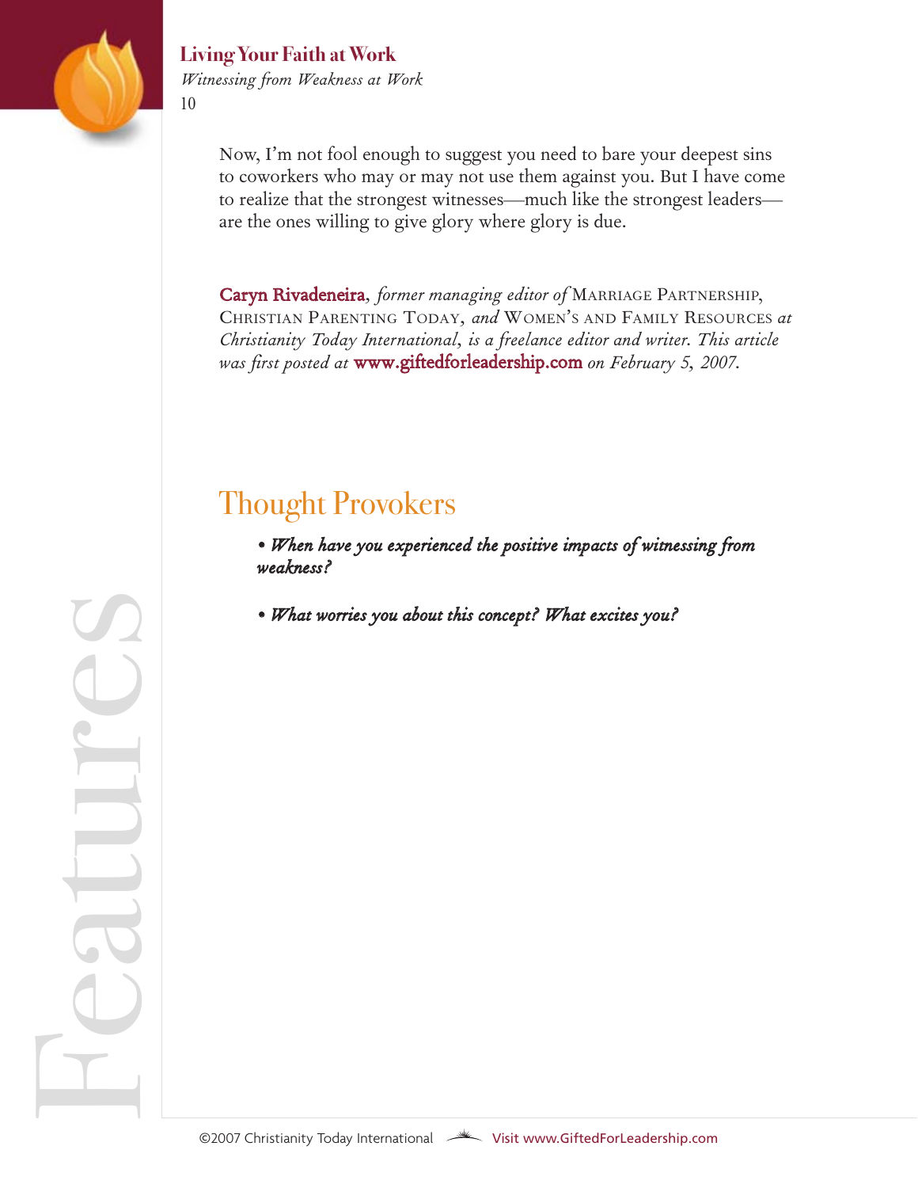Now, I'm not fool enough to suggest you need to bare your deepest sins to coworkers who may or may not use them against you. But I have come to realize that the strongest witnesses—much like the strongest leaders—are the ones willing to give glory where glory is due.

**Caryn Rivadeneira**, *former managing editor of* MARRIAGE PARTNERSHIP, CHRISTIAN PARENTING TODAY, *and* WOMEN'S AND FAMILY RESOURCES *at Christianity Today International, is a freelance editor and writer. This article was first posted at* www.giftedforleadership.com *on February 5, 2007.*

## Thought Provokers

- ***When have you experienced the positive impacts of witnessing from weakness?***
- ***What worries you about this concept? What excites you?***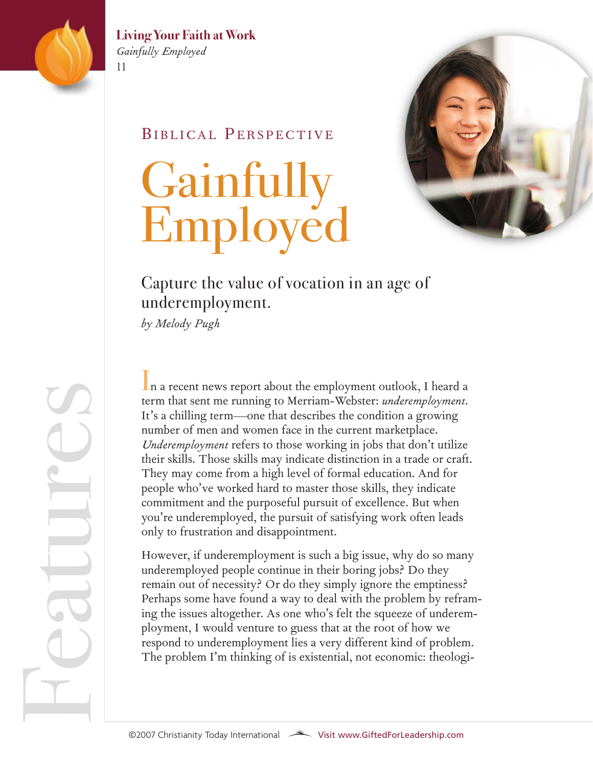## Biblical Perspective

# Gainfully Employed

Capture the value of vocation in an age of underemployment.

*by Melody Pugh*

In a recent news report about the employment outlook, I heard a term that sent me running to Merriam-Webster: *underemployment*. It's a chilling term—one that describes the condition a growing number of men and women face in the current marketplace. *Underemployment* refers to those working in jobs that don't utilize their skills. Those skills may indicate distinction in a trade or craft. They may come from a high level of formal education. And for people who've worked hard to master those skills, they indicate commitment and the purposeful pursuit of excellence. But when you're underemployed, the pursuit of satisfying work often leads only to frustration and disappointment.

However, if underemployment is such a big issue, why do so many underemployed people continue in their boring jobs? Do they remain out of necessity? Or do they simply ignore the emptiness? Perhaps some have found a way to deal with the problem by reframing the issues altogether. As one who's felt the squeeze of underemployment, I would venture to guess that at the root of how we respond to underemployment lies a very different kind of problem. The problem I'm thinking of is existential, not economic: theologi-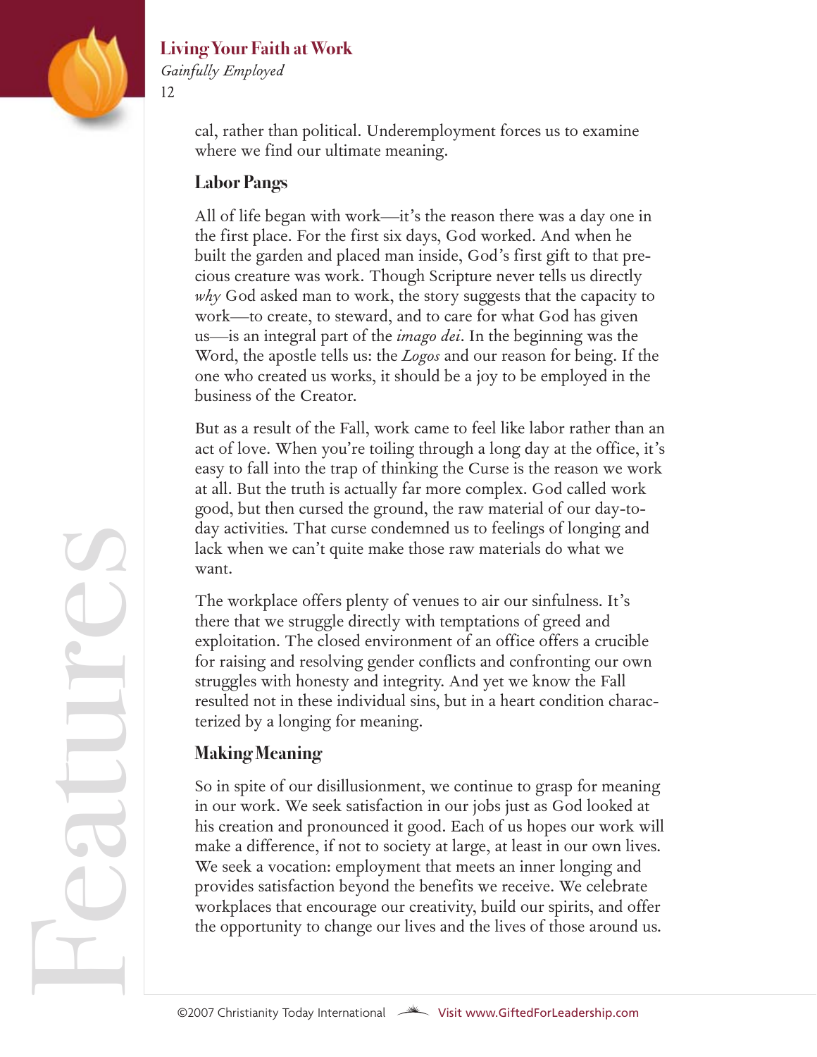cal, rather than political. Underemployment forces us to examine where we find our ultimate meaning.

### Labor Pangs

All of life began with work—it's the reason there was a day one in the first place. For the first six days, God worked. And when he built the garden and placed man inside, God's first gift to that precious creature was work. Though Scripture never tells us directly *why* God asked man to work, the story suggests that the capacity to work—to create, to steward, and to care for what God has given us—is an integral part of the *imago dei*. In the beginning was the Word, the apostle tells us: the *Logos* and our reason for being. If the one who created us works, it should be a joy to be employed in the business of the Creator.

But as a result of the Fall, work came to feel like labor rather than an act of love. When you're toiling through a long day at the office, it's easy to fall into the trap of thinking the Curse is the reason we work at all. But the truth is actually far more complex. God called work good, but then cursed the ground, the raw material of our day-to-day activities. That curse condemned us to feelings of longing and lack when we can't quite make those raw materials do what we want.

The workplace offers plenty of venues to air our sinfulness. It's there that we struggle directly with temptations of greed and exploitation. The closed environment of an office offers a crucible for raising and resolving gender conflicts and confronting our own struggles with honesty and integrity. And yet we know the Fall resulted not in these individual sins, but in a heart condition characterized by a longing for meaning.

### Making Meaning

So in spite of our disillusionment, we continue to grasp for meaning in our work. We seek satisfaction in our jobs just as God looked at his creation and pronounced it good. Each of us hopes our work will make a difference, if not to society at large, at least in our own lives. We seek a vocation: employment that meets an inner longing and provides satisfaction beyond the benefits we receive. We celebrate workplaces that encourage our creativity, build our spirits, and offer the opportunity to change our lives and the lives of those around us.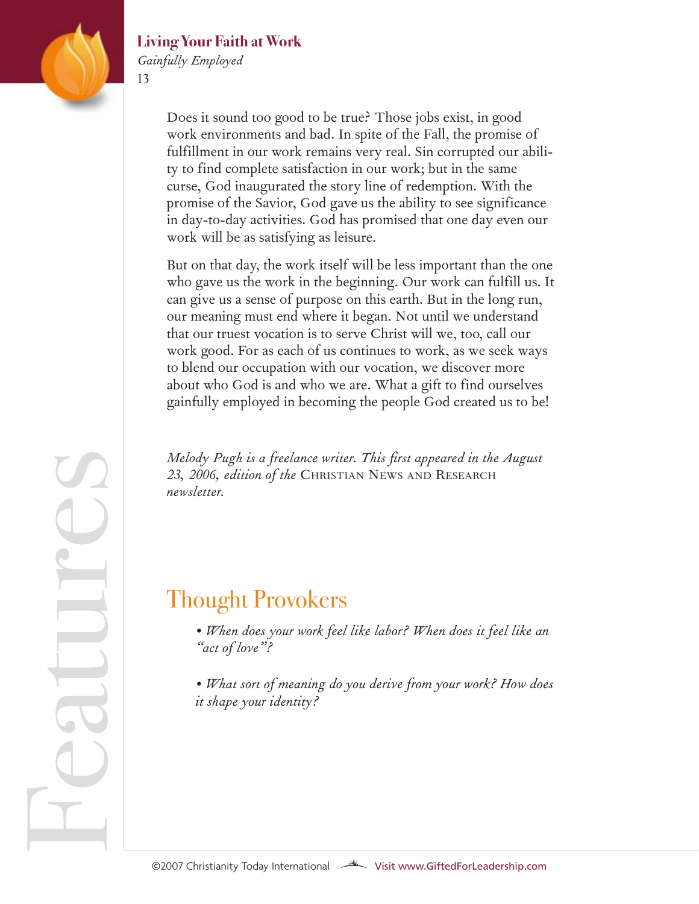Does it sound too good to be true? Those jobs exist, in good work environments and bad. In spite of the Fall, the promise of fulfillment in our work remains very real. Sin corrupted our ability to find complete satisfaction in our work; but in the same curse, God inaugurated the story line of redemption. With the promise of the Savior, God gave us the ability to see significance in day-to-day activities. God has promised that one day even our work will be as satisfying as leisure.

But on that day, the work itself will be less important than the one who gave us the work in the beginning. Our work can fulfill us. It can give us a sense of purpose on this earth. But in the long run, our meaning must end where it began. Not until we understand that our truest vocation is to serve Christ will we, too, call our work good. For as each of us continues to work, as we seek ways to blend our occupation with our vocation, we discover more about who God is and who we are. What a gift to find ourselves gainfully employed in becoming the people God created us to be!

*Melody Pugh is a freelance writer. This first appeared in the August 23, 2006, edition of the* CHRISTIAN NEWS AND RESEARCH *newsletter.*

## Thought Provokers

- *When does your work feel like labor? When does it feel like an "act of love"?*

- *What sort of meaning do you derive from your work? How does it shape your identity?*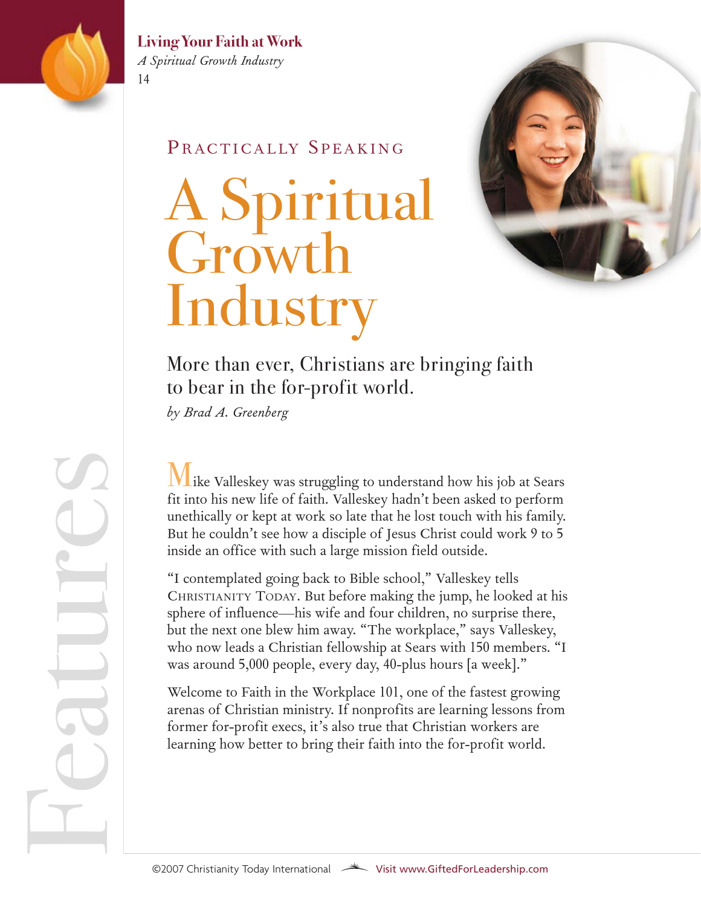PRACTICALLY SPEAKING

# A Spiritual Growth Industry

## More than ever, Christians are bringing faith to bear in the for-profit world.

*by Brad A. Greenberg*

Mike Valleskey was struggling to understand how his job at Sears fit into his new life of faith. Valleskey hadn't been asked to perform unethically or kept at work so late that he lost touch with his family. But he couldn't see how a disciple of Jesus Christ could work 9 to 5 inside an office with such a large mission field outside.

"I contemplated going back to Bible school," Valleskey tells CHRISTIANITY TODAY. But before making the jump, he looked at his sphere of influence—his wife and four children, no surprise there, but the next one blew him away. "The workplace," says Valleskey, who now leads a Christian fellowship at Sears with 150 members. "I was around 5,000 people, every day, 40-plus hours [a week]."

Welcome to Faith in the Workplace 101, one of the fastest growing arenas of Christian ministry. If nonprofits are learning lessons from former for-profit execs, it's also true that Christian workers are learning how better to bring their faith into the for-profit world.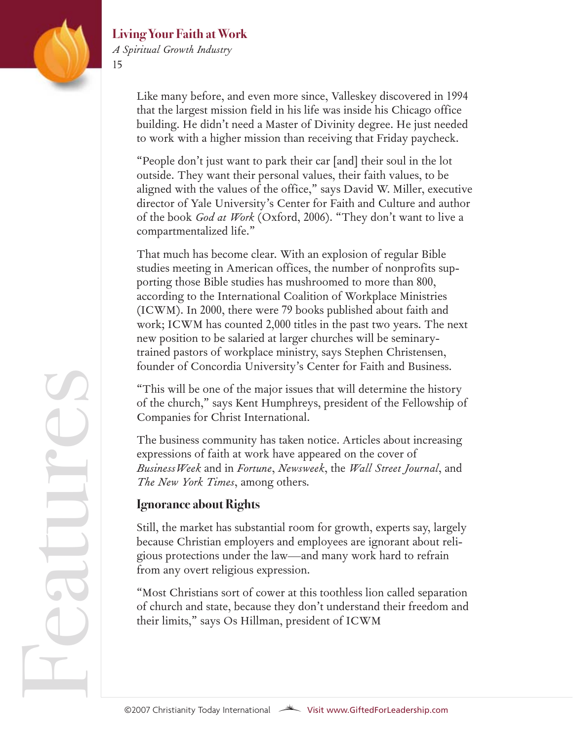Like many before, and even more since, Valleskey discovered in 1994 that the largest mission field in his life was inside his Chicago office building. He didn't need a Master of Divinity degree. He just needed to work with a higher mission than receiving that Friday paycheck.

"People don't just want to park their car [and] their soul in the lot outside. They want their personal values, their faith values, to be aligned with the values of the office," says David W. Miller, executive director of Yale University's Center for Faith and Culture and author of the book *God at Work* (Oxford, 2006). "They don't want to live a compartmentalized life."

That much has become clear. With an explosion of regular Bible studies meeting in American offices, the number of nonprofits supporting those Bible studies has mushroomed to more than 800, according to the International Coalition of Workplace Ministries (ICWM). In 2000, there were 79 books published about faith and work; ICWM has counted 2,000 titles in the past two years. The next new position to be salaried at larger churches will be seminary-trained pastors of workplace ministry, says Stephen Christensen, founder of Concordia University's Center for Faith and Business.

"This will be one of the major issues that will determine the history of the church," says Kent Humphreys, president of the Fellowship of Companies for Christ International.

The business community has taken notice. Articles about increasing expressions of faith at work have appeared on the cover of *BusinessWeek* and in *Fortune*, *Newsweek*, the *Wall Street Journal*, and *The New York Times*, among others.

## Ignorance about Rights

Still, the market has substantial room for growth, experts say, largely because Christian employers and employees are ignorant about religious protections under the law—and many work hard to refrain from any overt religious expression.

"Most Christians sort of cower at this toothless lion called separation of church and state, because they don't understand their freedom and their limits," says Os Hillman, president of ICWM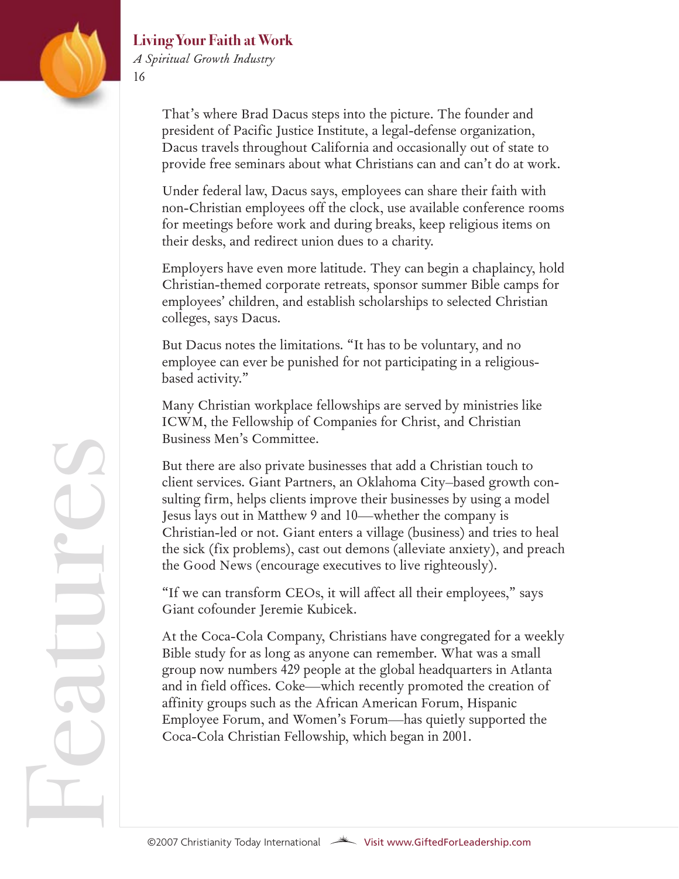That's where Brad Dacus steps into the picture. The founder and president of Pacific Justice Institute, a legal-defense organization, Dacus travels throughout California and occasionally out of state to provide free seminars about what Christians can and can't do at work.

Under federal law, Dacus says, employees can share their faith with non-Christian employees off the clock, use available conference rooms for meetings before work and during breaks, keep religious items on their desks, and redirect union dues to a charity.

Employers have even more latitude. They can begin a chaplaincy, hold Christian-themed corporate retreats, sponsor summer Bible camps for employees' children, and establish scholarships to selected Christian colleges, says Dacus.

But Dacus notes the limitations. "It has to be voluntary, and no employee can ever be punished for not participating in a religious-based activity."

Many Christian workplace fellowships are served by ministries like ICWM, the Fellowship of Companies for Christ, and Christian Business Men's Committee.

But there are also private businesses that add a Christian touch to client services. Giant Partners, an Oklahoma City–based growth consulting firm, helps clients improve their businesses by using a model Jesus lays out in Matthew 9 and 10—whether the company is Christian-led or not. Giant enters a village (business) and tries to heal the sick (fix problems), cast out demons (alleviate anxiety), and preach the Good News (encourage executives to live righteously).

"If we can transform CEOs, it will affect all their employees," says Giant cofounder Jeremie Kubicek.

At the Coca-Cola Company, Christians have congregated for a weekly Bible study for as long as anyone can remember. What was a small group now numbers 429 people at the global headquarters in Atlanta and in field offices. Coke—which recently promoted the creation of affinity groups such as the African American Forum, Hispanic Employee Forum, and Women's Forum—has quietly supported the Coca-Cola Christian Fellowship, which began in 2001.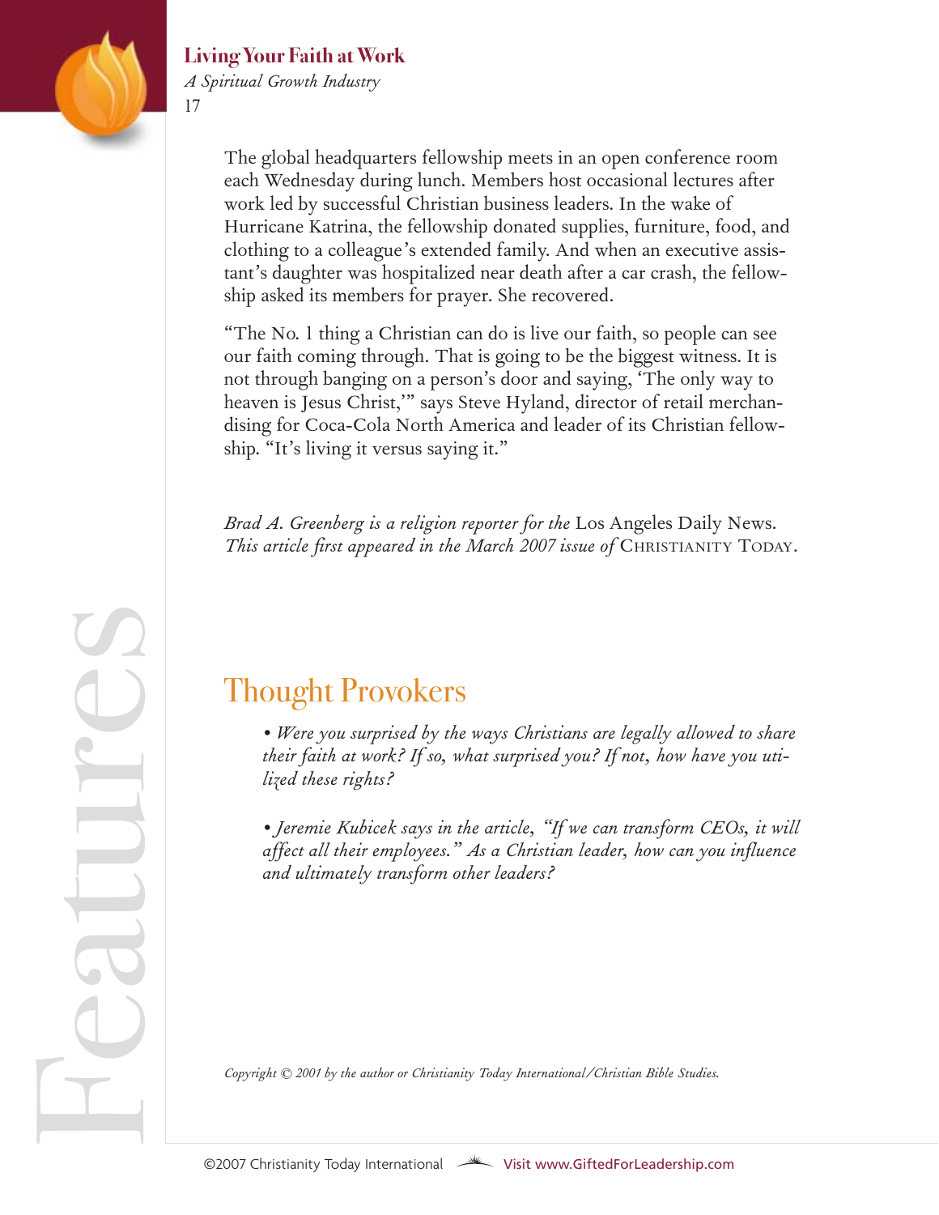The global headquarters fellowship meets in an open conference room each Wednesday during lunch. Members host occasional lectures after work led by successful Christian business leaders. In the wake of Hurricane Katrina, the fellowship donated supplies, furniture, food, and clothing to a colleague's extended family. And when an executive assistant's daughter was hospitalized near death after a car crash, the fellowship asked its members for prayer. She recovered.

"The No. 1 thing a Christian can do is live our faith, so people can see our faith coming through. That is going to be the biggest witness. It is not through banging on a person's door and saying, 'The only way to heaven is Jesus Christ,'" says Steve Hyland, director of retail merchandising for Coca-Cola North America and leader of its Christian fellowship. "It's living it versus saying it."

*Brad A. Greenberg is a religion reporter for the* Los Angeles Daily News. *This article first appeared in the March 2007 issue of* CHRISTIANITY TODAY.

## Thought Provokers

- *Were you surprised by the ways Christians are legally allowed to share their faith at work? If so, what surprised you? If not, how have you utilized these rights?*

- *Jeremie Kubicek says in the article, "If we can transform CEOs, it will affect all their employees." As a Christian leader, how can you influence and ultimately transform other leaders?*

*Copyright © 2001 by the author or Christianity Today International/Christian Bible Studies.*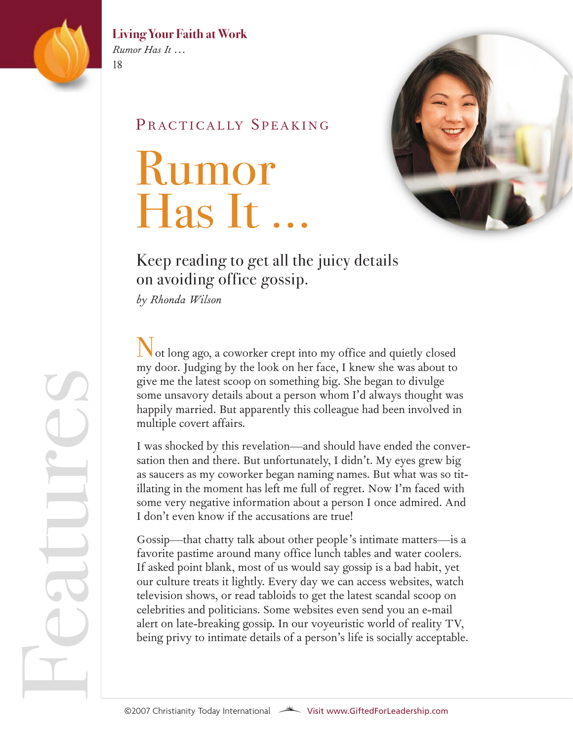PRACTICALLY SPEAKING

# Rumor Has It …

## Keep reading to get all the juicy details on avoiding office gossip.

*by Rhonda Wilson*

Not long ago, a coworker crept into my office and quietly closed my door. Judging by the look on her face, I knew she was about to give me the latest scoop on something big. She began to divulge some unsavory details about a person whom I'd always thought was happily married. But apparently this colleague had been involved in multiple covert affairs.

I was shocked by this revelation—and should have ended the conversation then and there. But unfortunately, I didn't. My eyes grew big as saucers as my coworker began naming names. But what was so titillating in the moment has left me full of regret. Now I'm faced with some very negative information about a person I once admired. And I don't even know if the accusations are true!

Gossip—that chatty talk about other people's intimate matters—is a favorite pastime around many office lunch tables and water coolers. If asked point blank, most of us would say gossip is a bad habit, yet our culture treats it lightly. Every day we can access websites, watch television shows, or read tabloids to get the latest scandal scoop on celebrities and politicians. Some websites even send you an e-mail alert on late-breaking gossip. In our voyeuristic world of reality TV, being privy to intimate details of a person's life is socially acceptable.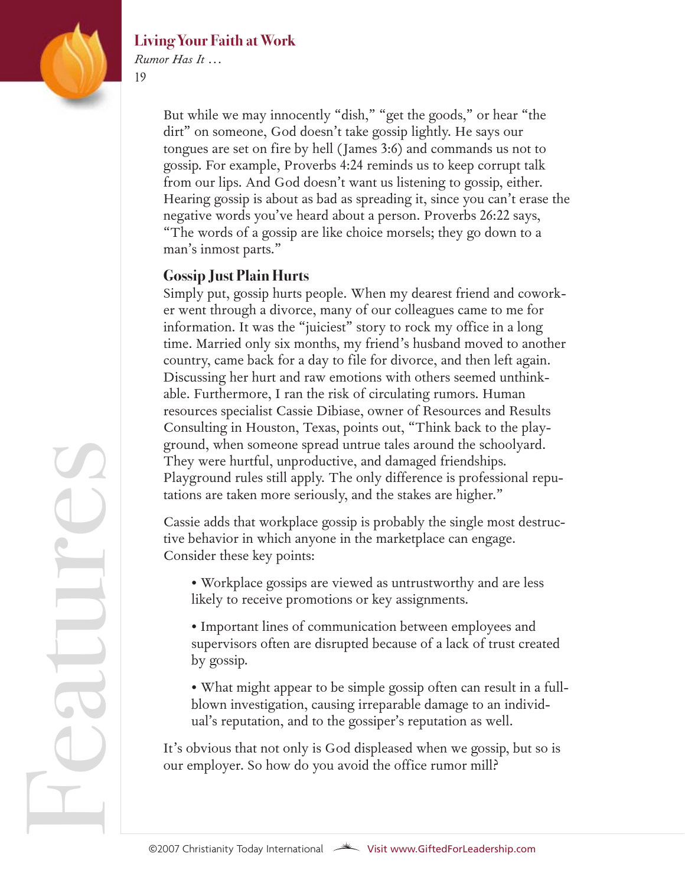But while we may innocently "dish," "get the goods," or hear "the dirt" on someone, God doesn't take gossip lightly. He says our tongues are set on fire by hell (James 3:6) and commands us not to gossip. For example, Proverbs 4:24 reminds us to keep corrupt talk from our lips. And God doesn't want us listening to gossip, either. Hearing gossip is about as bad as spreading it, since you can't erase the negative words you've heard about a person. Proverbs 26:22 says, "The words of a gossip are like choice morsels; they go down to a man's inmost parts."

## Gossip Just Plain Hurts

Simply put, gossip hurts people. When my dearest friend and coworker went through a divorce, many of our colleagues came to me for information. It was the "juiciest" story to rock my office in a long time. Married only six months, my friend's husband moved to another country, came back for a day to file for divorce, and then left again. Discussing her hurt and raw emotions with others seemed unthinkable. Furthermore, I ran the risk of circulating rumors. Human resources specialist Cassie Dibiase, owner of Resources and Results Consulting in Houston, Texas, points out, "Think back to the playground, when someone spread untrue tales around the schoolyard. They were hurtful, unproductive, and damaged friendships. Playground rules still apply. The only difference is professional reputations are taken more seriously, and the stakes are higher."

Cassie adds that workplace gossip is probably the single most destructive behavior in which anyone in the marketplace can engage. Consider these key points:

- Workplace gossips are viewed as untrustworthy and are less likely to receive promotions or key assignments.
- Important lines of communication between employees and supervisors often are disrupted because of a lack of trust created by gossip.
- What might appear to be simple gossip often can result in a full-blown investigation, causing irreparable damage to an individual's reputation, and to the gossiper's reputation as well.

It's obvious that not only is God displeased when we gossip, but so is our employer. So how do you avoid the office rumor mill?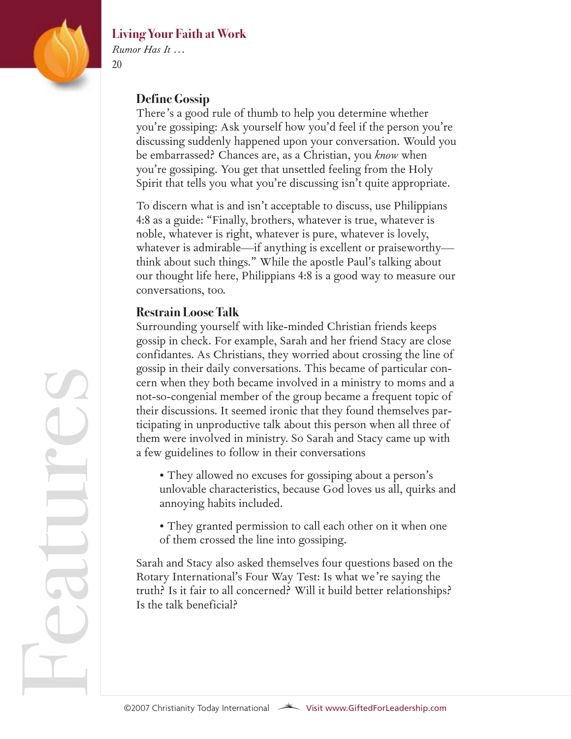## Define Gossip

There's a good rule of thumb to help you determine whether you're gossiping: Ask yourself how you'd feel if the person you're discussing suddenly happened upon your conversation. Would you be embarrassed? Chances are, as a Christian, you *know* when you're gossiping. You get that unsettled feeling from the Holy Spirit that tells you what you're discussing isn't quite appropriate.

To discern what is and isn't acceptable to discuss, use Philippians 4:8 as a guide: "Finally, brothers, whatever is true, whatever is noble, whatever is right, whatever is pure, whatever is lovely, whatever is admirable—if anything is excellent or praiseworthy—think about such things." While the apostle Paul's talking about our thought life here, Philippians 4:8 is a good way to measure our conversations, too.

## Restrain Loose Talk

Surrounding yourself with like-minded Christian friends keeps gossip in check. For example, Sarah and her friend Stacy are close confidantes. As Christians, they worried about crossing the line of gossip in their daily conversations. This became of particular concern when they both became involved in a ministry to moms and a not-so-congenial member of the group became a frequent topic of their discussions. It seemed ironic that they found themselves participating in unproductive talk about this person when all three of them were involved in ministry. So Sarah and Stacy came up with a few guidelines to follow in their conversations

- They allowed no excuses for gossiping about a person's unlovable characteristics, because God loves us all, quirks and annoying habits included.
- They granted permission to call each other on it when one of them crossed the line into gossiping.

Sarah and Stacy also asked themselves four questions based on the Rotary International's Four Way Test: Is what we're saying the truth? Is it fair to all concerned? Will it build better relationships? Is the talk beneficial?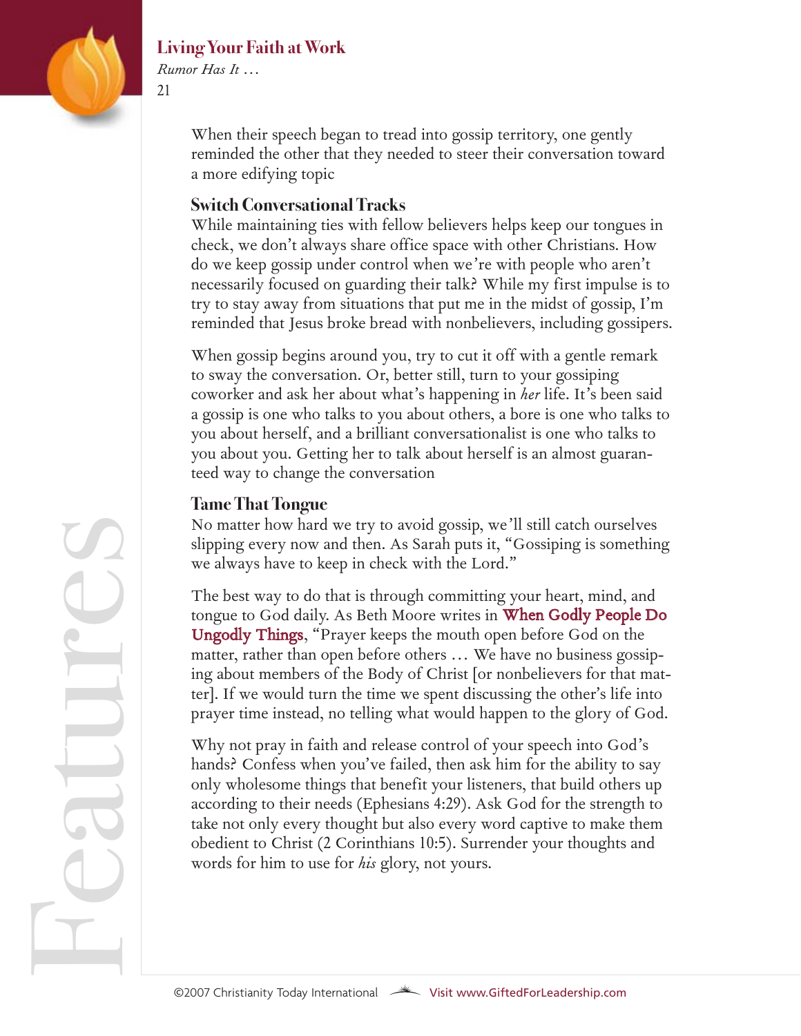When their speech began to tread into gossip territory, one gently reminded the other that they needed to steer their conversation toward a more edifying topic

### Switch Conversational Tracks

While maintaining ties with fellow believers helps keep our tongues in check, we don't always share office space with other Christians. How do we keep gossip under control when we're with people who aren't necessarily focused on guarding their talk? While my first impulse is to try to stay away from situations that put me in the midst of gossip, I'm reminded that Jesus broke bread with nonbelievers, including gossipers.

When gossip begins around you, try to cut it off with a gentle remark to sway the conversation. Or, better still, turn to your gossiping coworker and ask her about what's happening in *her* life. It's been said a gossip is one who talks to you about others, a bore is one who talks to you about herself, and a brilliant conversationalist is one who talks to you about you. Getting her to talk about herself is an almost guaranteed way to change the conversation

### Tame That Tongue

No matter how hard we try to avoid gossip, we'll still catch ourselves slipping every now and then. As Sarah puts it, "Gossiping is something we always have to keep in check with the Lord."

The best way to do that is through committing your heart, mind, and tongue to God daily. As Beth Moore writes in When Godly People Do Ungodly Things, "Prayer keeps the mouth open before God on the matter, rather than open before others … We have no business gossiping about members of the Body of Christ [or nonbelievers for that matter]. If we would turn the time we spent discussing the other's life into prayer time instead, no telling what would happen to the glory of God.

Why not pray in faith and release control of your speech into God's hands? Confess when you've failed, then ask him for the ability to say only wholesome things that benefit your listeners, that build others up according to their needs (Ephesians 4:29). Ask God for the strength to take not only every thought but also every word captive to make them obedient to Christ (2 Corinthians 10:5). Surrender your thoughts and words for him to use for *his* glory, not yours.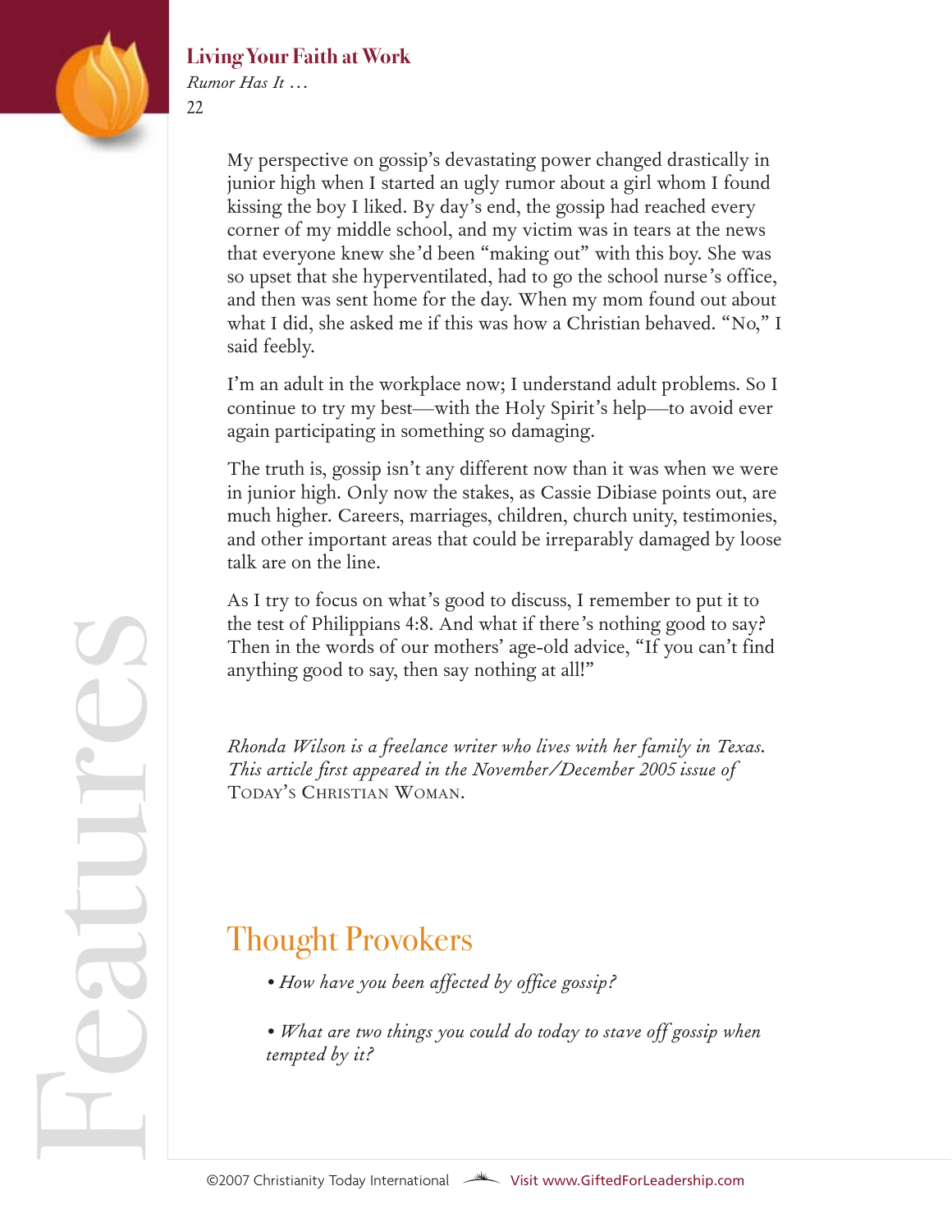My perspective on gossip's devastating power changed drastically in junior high when I started an ugly rumor about a girl whom I found kissing the boy I liked. By day's end, the gossip had reached every corner of my middle school, and my victim was in tears at the news that everyone knew she'd been "making out" with this boy. She was so upset that she hyperventilated, had to go the school nurse's office, and then was sent home for the day. When my mom found out about what I did, she asked me if this was how a Christian behaved. "No," I said feebly.

I'm an adult in the workplace now; I understand adult problems. So I continue to try my best—with the Holy Spirit's help—to avoid ever again participating in something so damaging.

The truth is, gossip isn't any different now than it was when we were in junior high. Only now the stakes, as Cassie Dibiase points out, are much higher. Careers, marriages, children, church unity, testimonies, and other important areas that could be irreparably damaged by loose talk are on the line.

As I try to focus on what's good to discuss, I remember to put it to the test of Philippians 4:8. And what if there's nothing good to say? Then in the words of our mothers' age-old advice, "If you can't find anything good to say, then say nothing at all!"

*Rhonda Wilson is a freelance writer who lives with her family in Texas. This article first appeared in the November/December 2005 issue of* TODAY'S CHRISTIAN WOMAN.

## Thought Provokers

- *How have you been affected by office gossip?*

- *What are two things you could do today to stave off gossip when tempted by it?*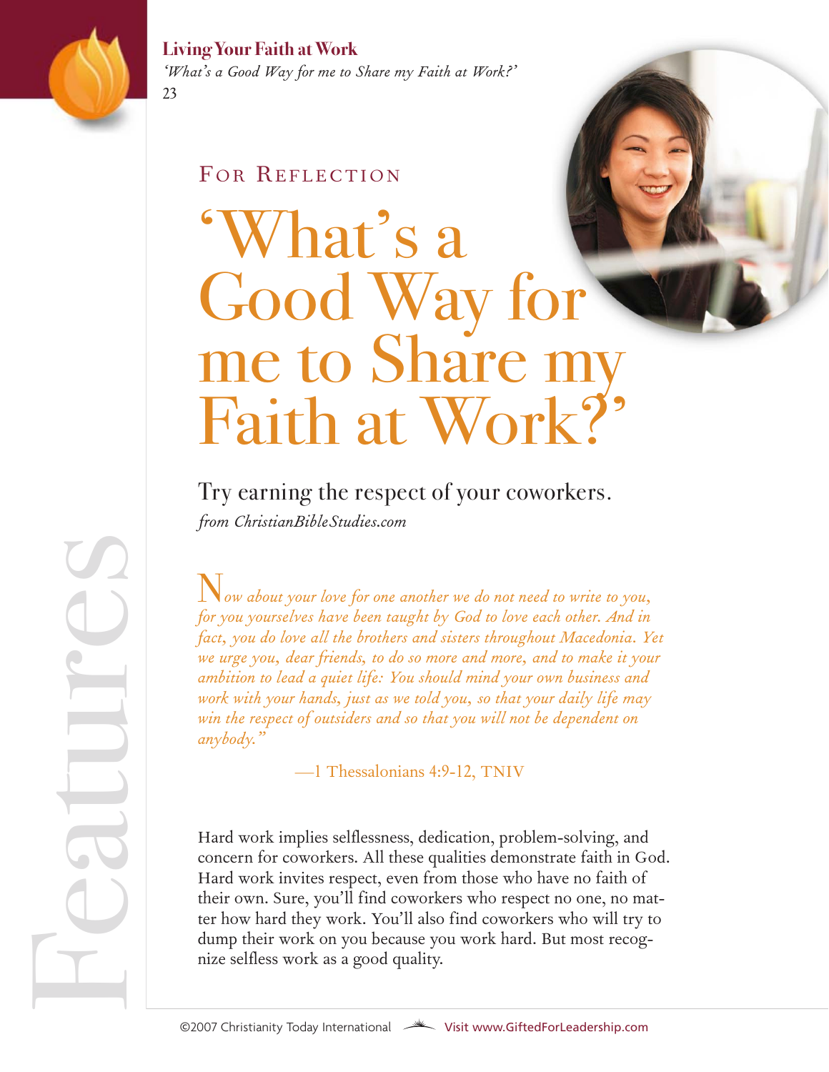For Reflection

# 'What's a Good Way for me to Share my Faith at Work?'

## Try earning the respect of your coworkers.

*from ChristianBibleStudies.com*

*Now about your love for one another we do not need to write to you, for you yourselves have been taught by God to love each other. And in fact, you do love all the brothers and sisters throughout Macedonia. Yet we urge you, dear friends, to do so more and more, and to make it your ambition to lead a quiet life: You should mind your own business and work with your hands, just as we told you, so that your daily life may win the respect of outsiders and so that you will not be dependent on anybody."*

—1 Thessalonians 4:9-12, TNIV

Hard work implies selflessness, dedication, problem-solving, and concern for coworkers. All these qualities demonstrate faith in God. Hard work invites respect, even from those who have no faith of their own. Sure, you'll find coworkers who respect no one, no matter how hard they work. You'll also find coworkers who will try to dump their work on you because you work hard. But most recognize selfless work as a good quality.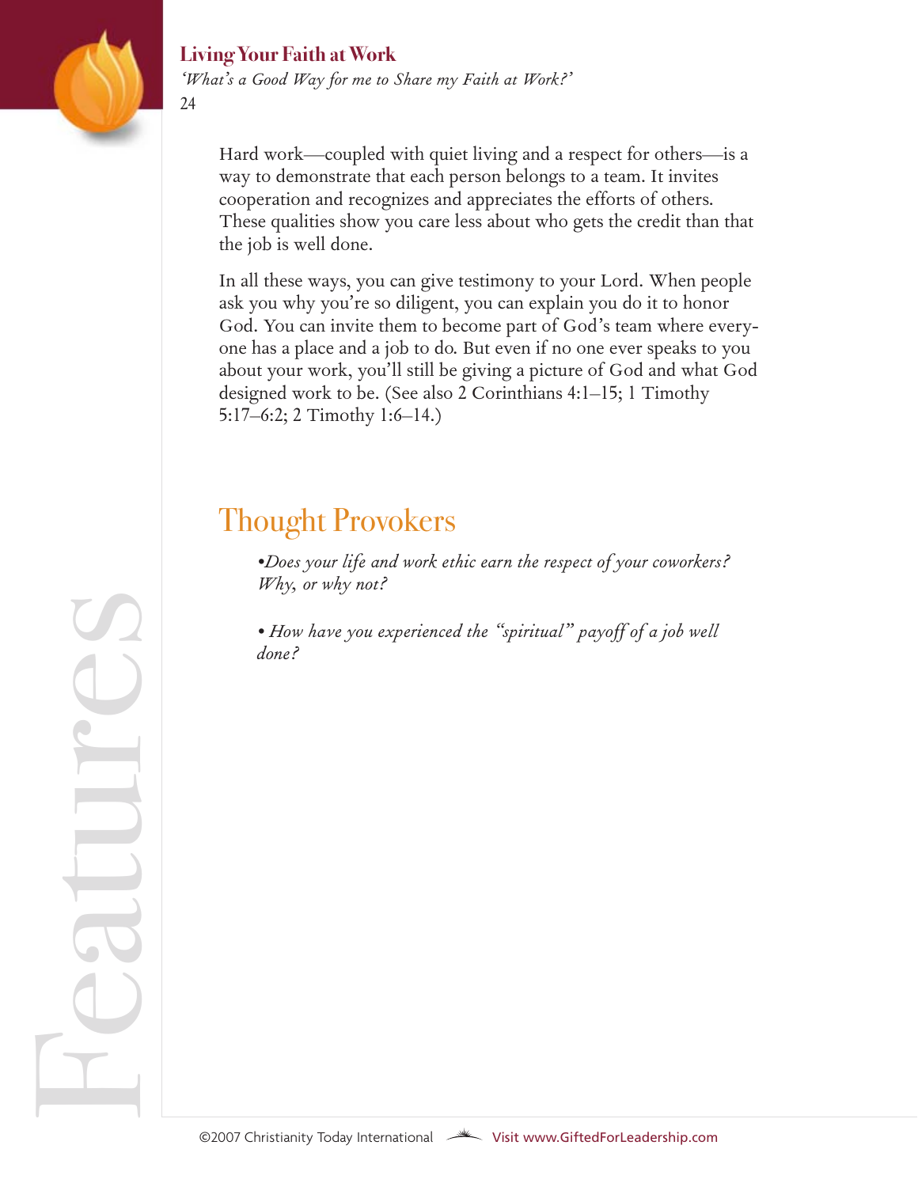Hard work—coupled with quiet living and a respect for others—is a way to demonstrate that each person belongs to a team. It invites cooperation and recognizes and appreciates the efforts of others. These qualities show you care less about who gets the credit than that the job is well done.

In all these ways, you can give testimony to your Lord. When people ask you why you're so diligent, you can explain you do it to honor God. You can invite them to become part of God's team where everyone has a place and a job to do. But even if no one ever speaks to you about your work, you'll still be giving a picture of God and what God designed work to be. (See also 2 Corinthians 4:1–15; 1 Timothy 5:17–6:2; 2 Timothy 1:6–14.)

## Thought Provokers

- *Does your life and work ethic earn the respect of your coworkers? Why, or why not?*

- *How have you experienced the "spiritual" payoff of a job well done?*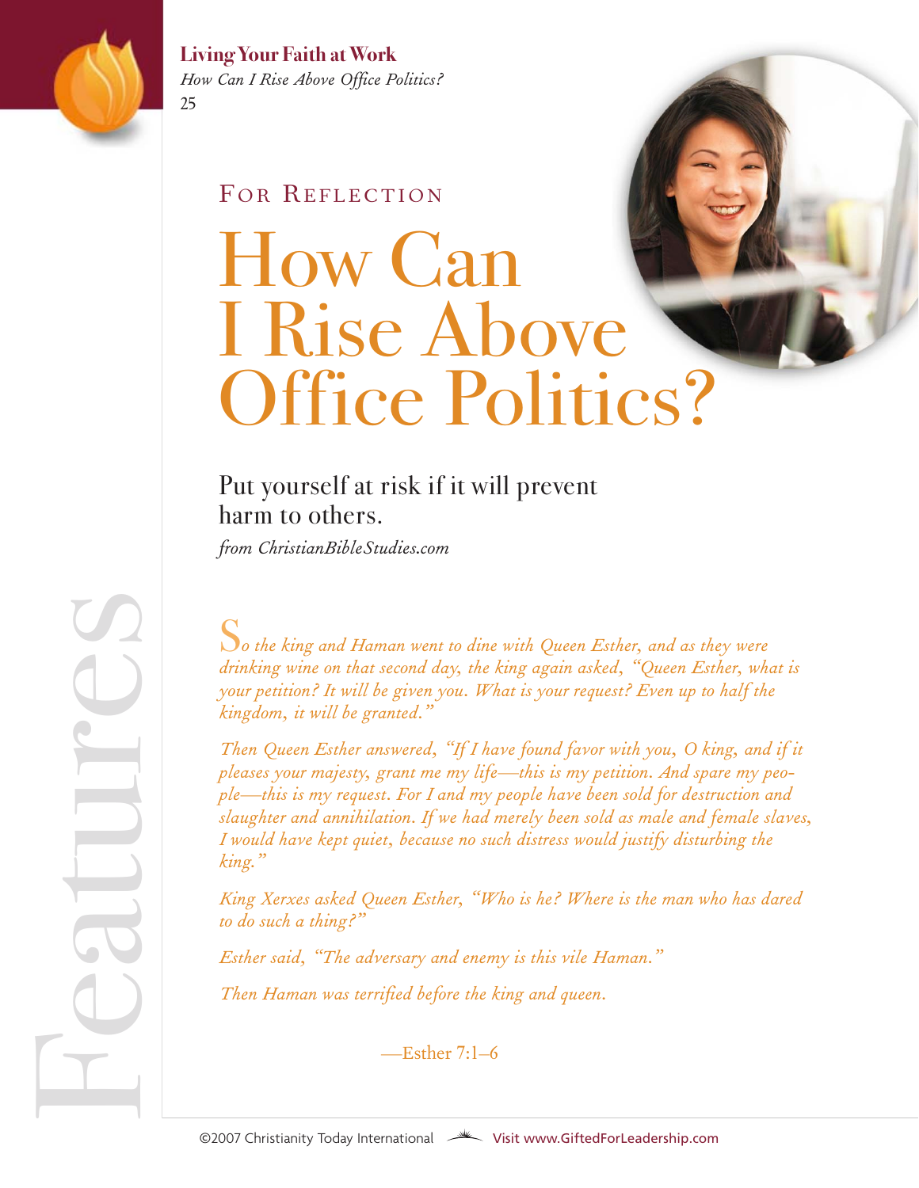For Reflection

# How Can I Rise Above Office Politics?

## Put yourself at risk if it will prevent harm to others.

*from ChristianBibleStudies.com*

*So the king and Haman went to dine with Queen Esther, and as they were drinking wine on that second day, the king again asked, "Queen Esther, what is your petition? It will be given you. What is your request? Even up to half the kingdom, it will be granted."*

*Then Queen Esther answered, "If I have found favor with you, O king, and if it pleases your majesty, grant me my life—this is my petition. And spare my people—this is my request. For I and my people have been sold for destruction and slaughter and annihilation. If we had merely been sold as male and female slaves, I would have kept quiet, because no such distress would justify disturbing the king."*

*King Xerxes asked Queen Esther, "Who is he? Where is the man who has dared to do such a thing?"*

*Esther said, "The adversary and enemy is this vile Haman."*

*Then Haman was terrified before the king and queen.*

—Esther 7:1–6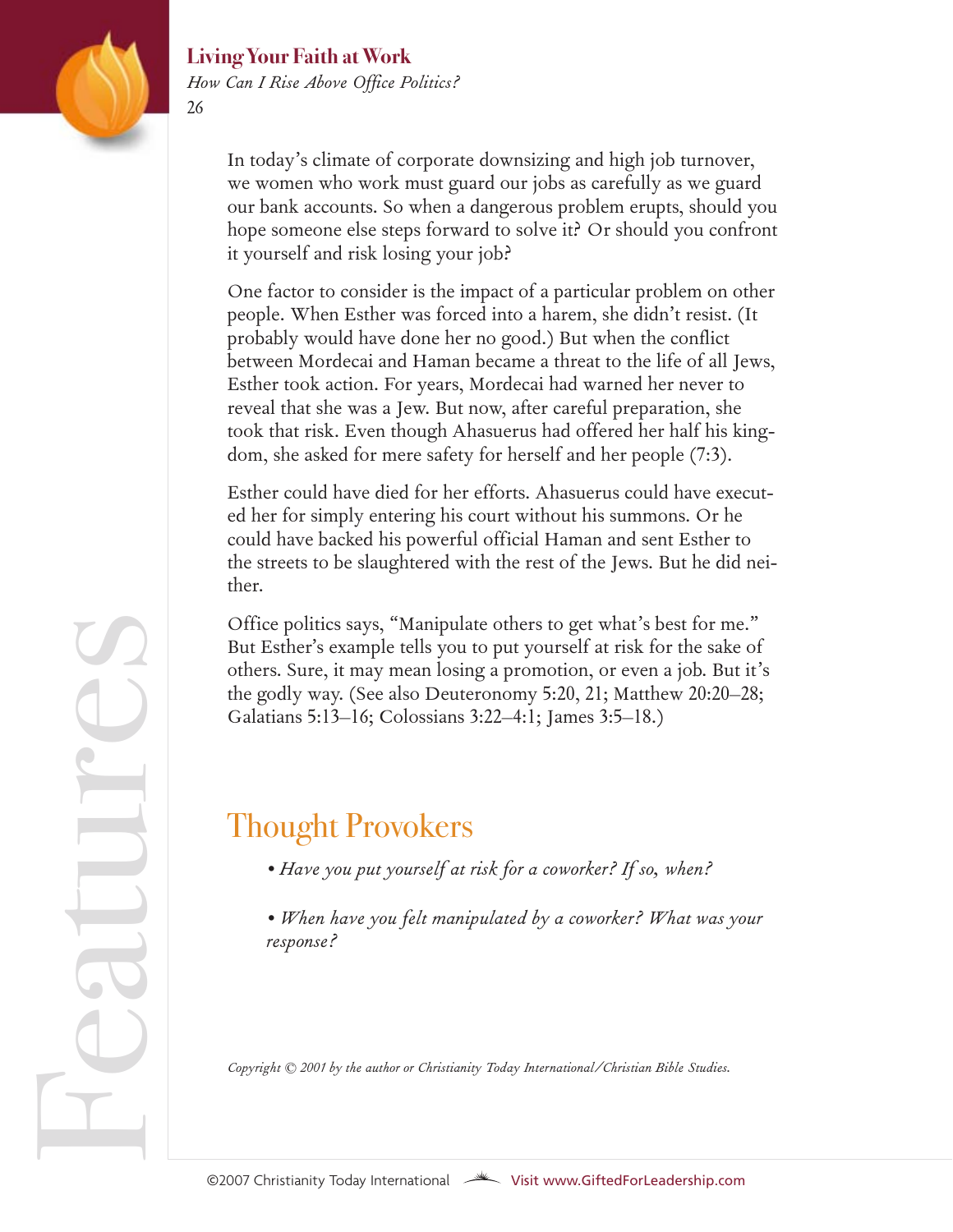In today's climate of corporate downsizing and high job turnover, we women who work must guard our jobs as carefully as we guard our bank accounts. So when a dangerous problem erupts, should you hope someone else steps forward to solve it? Or should you confront it yourself and risk losing your job?

One factor to consider is the impact of a particular problem on other people. When Esther was forced into a harem, she didn't resist. (It probably would have done her no good.) But when the conflict between Mordecai and Haman became a threat to the life of all Jews, Esther took action. For years, Mordecai had warned her never to reveal that she was a Jew. But now, after careful preparation, she took that risk. Even though Ahasuerus had offered her half his kingdom, she asked for mere safety for herself and her people (7:3).

Esther could have died for her efforts. Ahasuerus could have executed her for simply entering his court without his summons. Or he could have backed his powerful official Haman and sent Esther to the streets to be slaughtered with the rest of the Jews. But he did neither.

Office politics says, "Manipulate others to get what's best for me." But Esther's example tells you to put yourself at risk for the sake of others. Sure, it may mean losing a promotion, or even a job. But it's the godly way. (See also Deuteronomy 5:20, 21; Matthew 20:20–28; Galatians 5:13–16; Colossians 3:22–4:1; James 3:5–18.)

## Thought Provokers

- *Have you put yourself at risk for a coworker? If so, when?*
- *When have you felt manipulated by a coworker? What was your response?*

*Copyright © 2001 by the author or Christianity Today International/Christian Bible Studies.*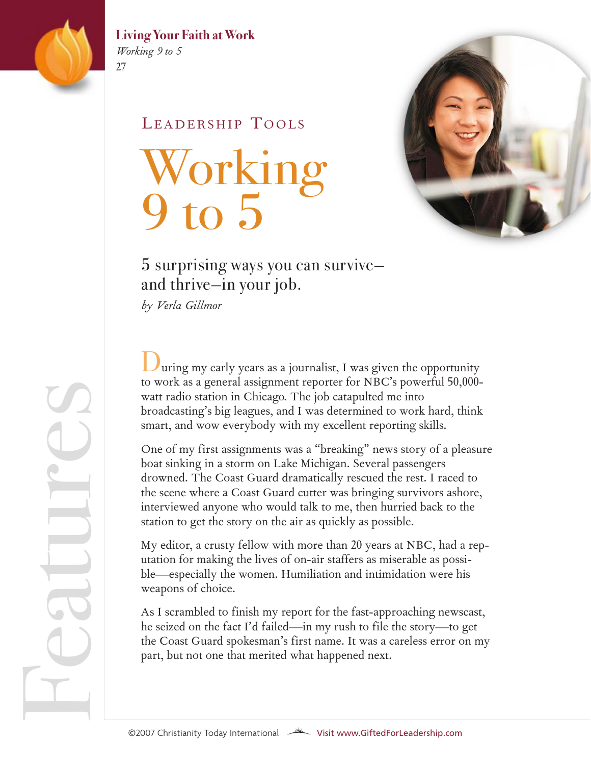LEADERSHIP TOOLS

# Working 9 to 5

## 5 surprising ways you can survive—and thrive—in your job.

*by Verla Gillmor*

During my early years as a journalist, I was given the opportunity to work as a general assignment reporter for NBC's powerful 50,000-watt radio station in Chicago. The job catapulted me into broadcasting's big leagues, and I was determined to work hard, think smart, and wow everybody with my excellent reporting skills.

One of my first assignments was a "breaking" news story of a pleasure boat sinking in a storm on Lake Michigan. Several passengers drowned. The Coast Guard dramatically rescued the rest. I raced to the scene where a Coast Guard cutter was bringing survivors ashore, interviewed anyone who would talk to me, then hurried back to the station to get the story on the air as quickly as possible.

My editor, a crusty fellow with more than 20 years at NBC, had a reputation for making the lives of on-air staffers as miserable as possible—especially the women. Humiliation and intimidation were his weapons of choice.

As I scrambled to finish my report for the fast-approaching newscast, he seized on the fact I'd failed—in my rush to file the story—to get the Coast Guard spokesman's first name. It was a careless error on my part, but not one that merited what happened next.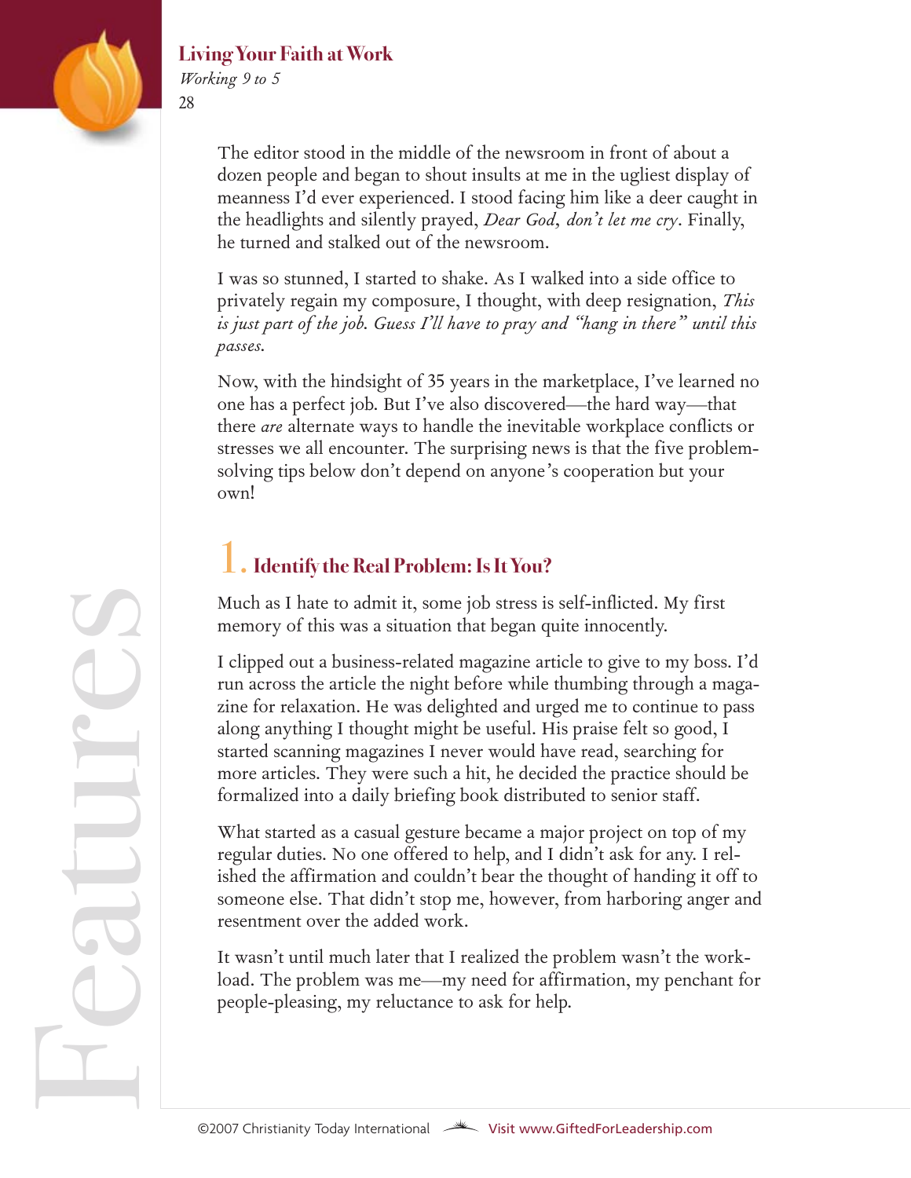The editor stood in the middle of the newsroom in front of about a dozen people and began to shout insults at me in the ugliest display of meanness I'd ever experienced. I stood facing him like a deer caught in the headlights and silently prayed, *Dear God, don't let me cry*. Finally, he turned and stalked out of the newsroom.

I was so stunned, I started to shake. As I walked into a side office to privately regain my composure, I thought, with deep resignation, *This is just part of the job. Guess I'll have to pray and "hang in there" until this passes.*

Now, with the hindsight of 35 years in the marketplace, I've learned no one has a perfect job. But I've also discovered—the hard way—that there *are* alternate ways to handle the inevitable workplace conflicts or stresses we all encounter. The surprising news is that the five problem-solving tips below don't depend on anyone's cooperation but your own!

## 1. Identify the Real Problem: Is It You?

Much as I hate to admit it, some job stress is self-inflicted. My first memory of this was a situation that began quite innocently.

I clipped out a business-related magazine article to give to my boss. I'd run across the article the night before while thumbing through a magazine for relaxation. He was delighted and urged me to continue to pass along anything I thought might be useful. His praise felt so good, I started scanning magazines I never would have read, searching for more articles. They were such a hit, he decided the practice should be formalized into a daily briefing book distributed to senior staff.

What started as a casual gesture became a major project on top of my regular duties. No one offered to help, and I didn't ask for any. I relished the affirmation and couldn't bear the thought of handing it off to someone else. That didn't stop me, however, from harboring anger and resentment over the added work.

It wasn't until much later that I realized the problem wasn't the workload. The problem was me—my need for affirmation, my penchant for people-pleasing, my reluctance to ask for help.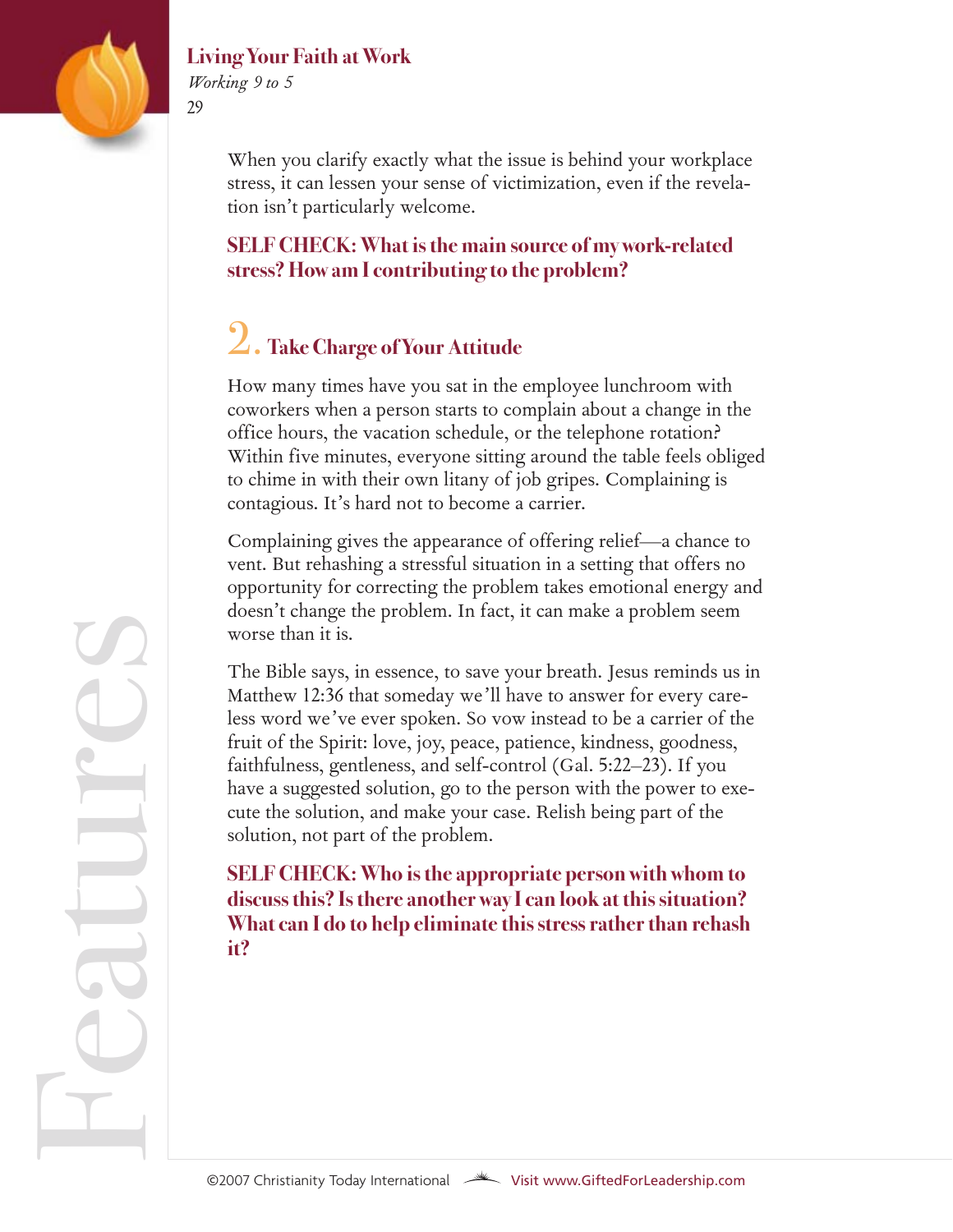When you clarify exactly what the issue is behind your workplace stress, it can lessen your sense of victimization, even if the revelation isn't particularly welcome.

**SELF CHECK: What is the main source of my work-related stress? How am I contributing to the problem?**

## 2. Take Charge of Your Attitude

How many times have you sat in the employee lunchroom with coworkers when a person starts to complain about a change in the office hours, the vacation schedule, or the telephone rotation? Within five minutes, everyone sitting around the table feels obliged to chime in with their own litany of job gripes. Complaining is contagious. It's hard not to become a carrier.

Complaining gives the appearance of offering relief—a chance to vent. But rehashing a stressful situation in a setting that offers no opportunity for correcting the problem takes emotional energy and doesn't change the problem. In fact, it can make a problem seem worse than it is.

The Bible says, in essence, to save your breath. Jesus reminds us in Matthew 12:36 that someday we'll have to answer for every careless word we've ever spoken. So vow instead to be a carrier of the fruit of the Spirit: love, joy, peace, patience, kindness, goodness, faithfulness, gentleness, and self-control (Gal. 5:22–23). If you have a suggested solution, go to the person with the power to execute the solution, and make your case. Relish being part of the solution, not part of the problem.

**SELF CHECK: Who is the appropriate person with whom to discuss this? Is there another way I can look at this situation? What can I do to help eliminate this stress rather than rehash it?**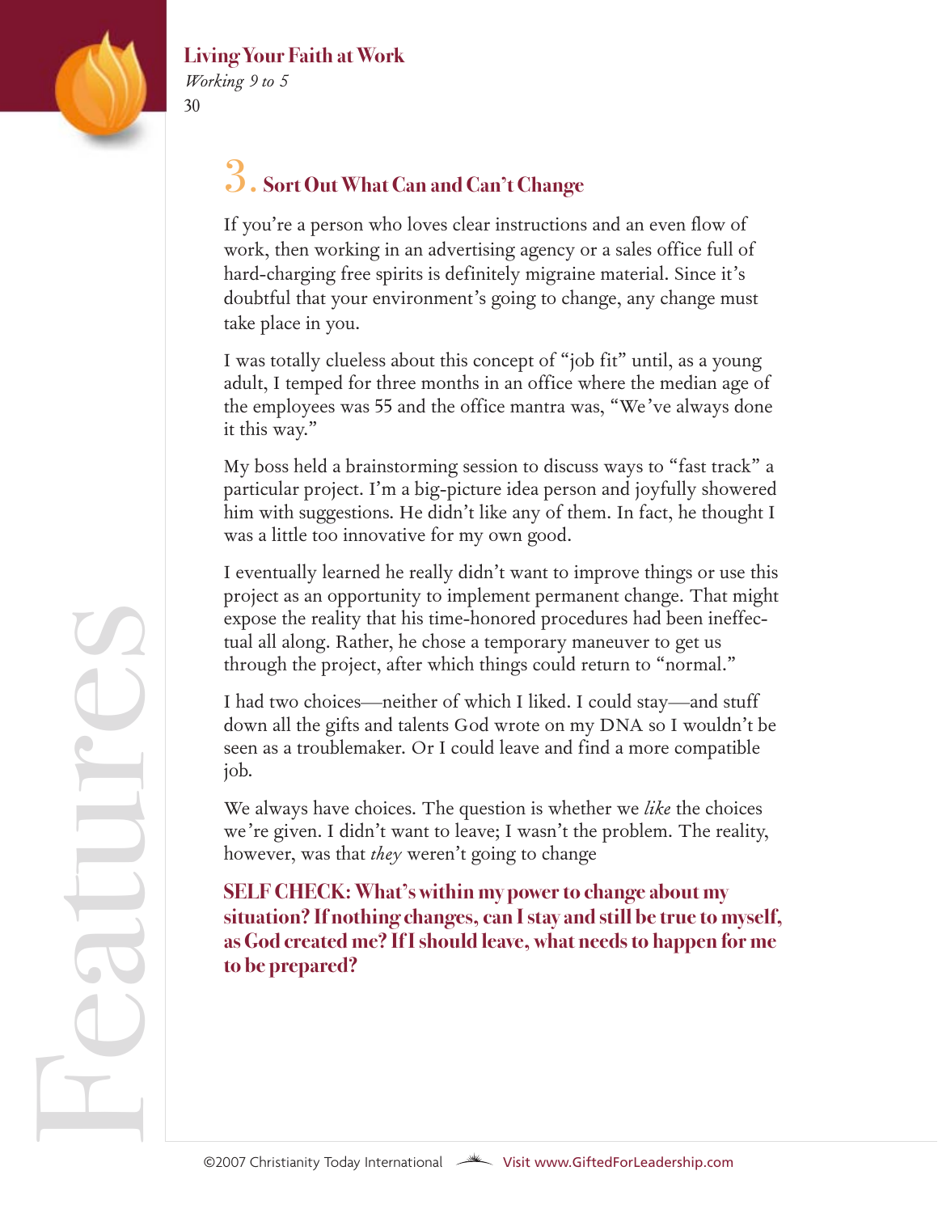## 3. Sort Out What Can and Can't Change

If you're a person who loves clear instructions and an even flow of work, then working in an advertising agency or a sales office full of hard-charging free spirits is definitely migraine material. Since it's doubtful that your environment's going to change, any change must take place in you.

I was totally clueless about this concept of "job fit" until, as a young adult, I temped for three months in an office where the median age of the employees was 55 and the office mantra was, "We've always done it this way."

My boss held a brainstorming session to discuss ways to "fast track" a particular project. I'm a big-picture idea person and joyfully showered him with suggestions. He didn't like any of them. In fact, he thought I was a little too innovative for my own good.

I eventually learned he really didn't want to improve things or use this project as an opportunity to implement permanent change. That might expose the reality that his time-honored procedures had been ineffectual all along. Rather, he chose a temporary maneuver to get us through the project, after which things could return to "normal."

I had two choices—neither of which I liked. I could stay—and stuff down all the gifts and talents God wrote on my DNA so I wouldn't be seen as a troublemaker. Or I could leave and find a more compatible job.

We always have choices. The question is whether we *like* the choices we're given. I didn't want to leave; I wasn't the problem. The reality, however, was that *they* weren't going to change

**SELF CHECK: What's within my power to change about my situation? If nothing changes, can I stay and still be true to myself, as God created me? If I should leave, what needs to happen for me to be prepared?**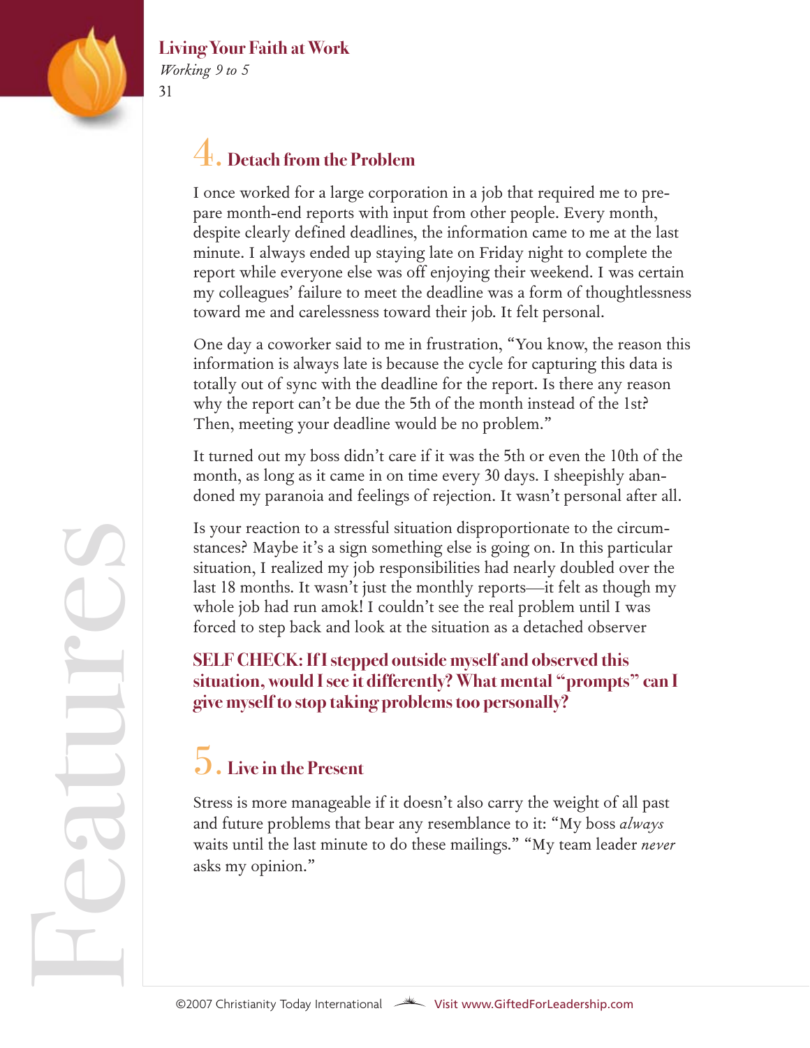## 4. Detach from the Problem

I once worked for a large corporation in a job that required me to prepare month-end reports with input from other people. Every month, despite clearly defined deadlines, the information came to me at the last minute. I always ended up staying late on Friday night to complete the report while everyone else was off enjoying their weekend. I was certain my colleagues' failure to meet the deadline was a form of thoughtlessness toward me and carelessness toward their job. It felt personal.

One day a coworker said to me in frustration, "You know, the reason this information is always late is because the cycle for capturing this data is totally out of sync with the deadline for the report. Is there any reason why the report can't be due the 5th of the month instead of the 1st? Then, meeting your deadline would be no problem."

It turned out my boss didn't care if it was the 5th or even the 10th of the month, as long as it came in on time every 30 days. I sheepishly abandoned my paranoia and feelings of rejection. It wasn't personal after all.

Is your reaction to a stressful situation disproportionate to the circumstances? Maybe it's a sign something else is going on. In this particular situation, I realized my job responsibilities had nearly doubled over the last 18 months. It wasn't just the monthly reports—it felt as though my whole job had run amok! I couldn't see the real problem until I was forced to step back and look at the situation as a detached observer

**SELF CHECK: If I stepped outside myself and observed this situation, would I see it differently? What mental "prompts" can I give myself to stop taking problems too personally?**

## 5. Live in the Present

Stress is more manageable if it doesn't also carry the weight of all past and future problems that bear any resemblance to it: "My boss *always* waits until the last minute to do these mailings." "My team leader *never* asks my opinion."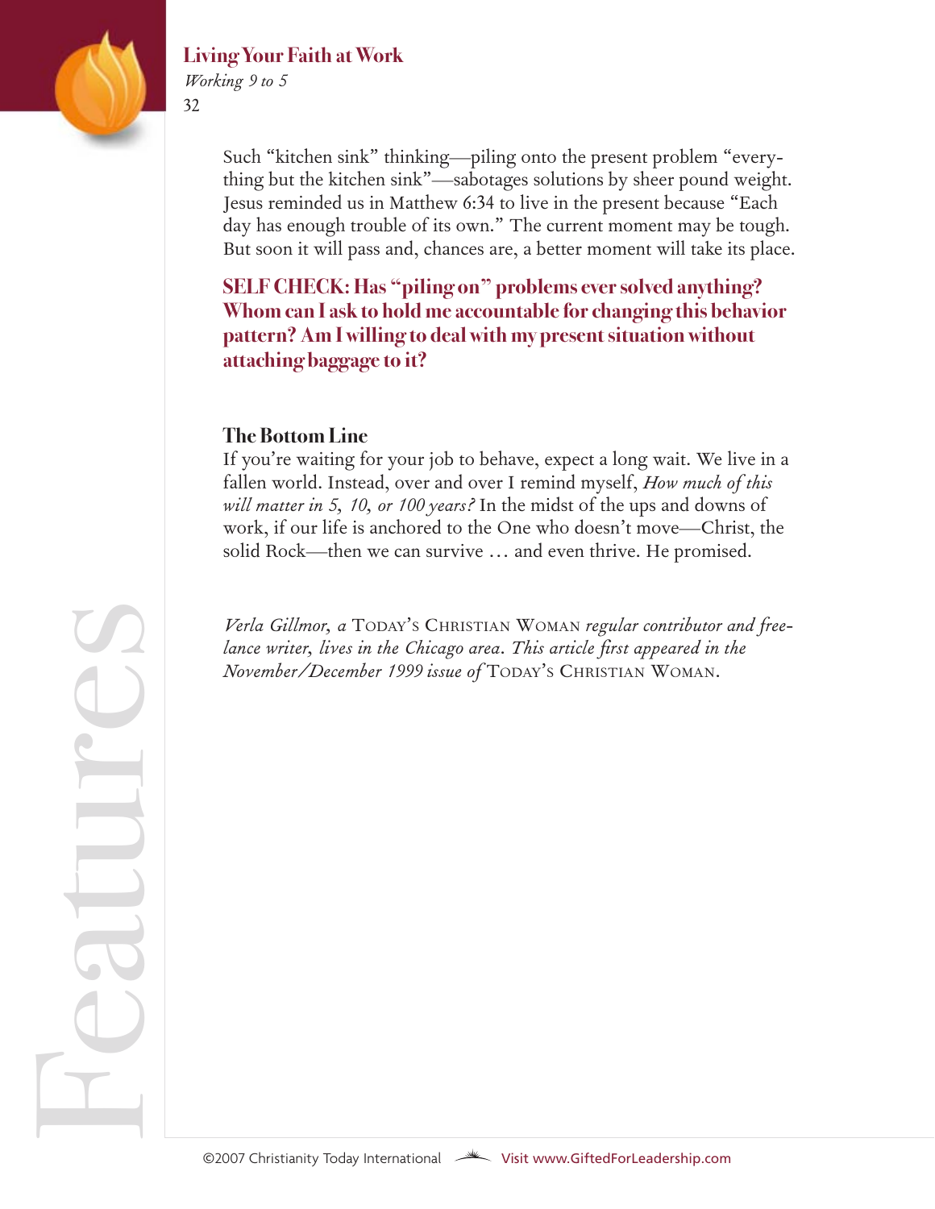Such "kitchen sink" thinking—piling onto the present problem "everything but the kitchen sink"—sabotages solutions by sheer pound weight. Jesus reminded us in Matthew 6:34 to live in the present because "Each day has enough trouble of its own." The current moment may be tough. But soon it will pass and, chances are, a better moment will take its place.

**SELF CHECK: Has "piling on" problems ever solved anything? Whom can I ask to hold me accountable for changing this behavior pattern? Am I willing to deal with my present situation without attaching baggage to it?**

### The Bottom Line

If you're waiting for your job to behave, expect a long wait. We live in a fallen world. Instead, over and over I remind myself, *How much of this will matter in 5, 10, or 100 years?* In the midst of the ups and downs of work, if our life is anchored to the One who doesn't move—Christ, the solid Rock—then we can survive … and even thrive. He promised.

*Verla Gillmor, a* TODAY'S CHRISTIAN WOMAN *regular contributor and freelance writer, lives in the Chicago area. This article first appeared in the November/December 1999 issue of* TODAY'S CHRISTIAN WOMAN.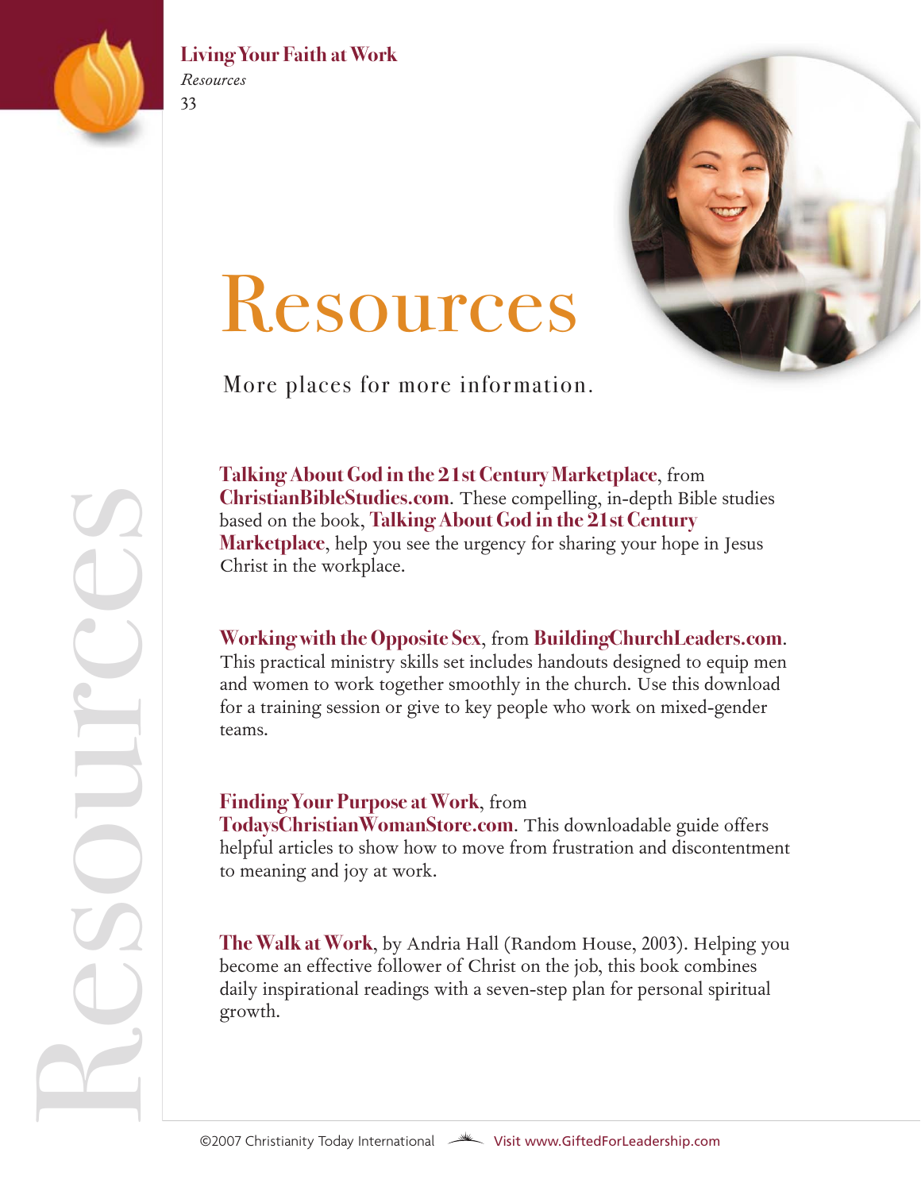# Resources

More places for more information.

**Talking About God in the 21st Century Marketplace**, from **ChristianBibleStudies.com**. These compelling, in-depth Bible studies based on the book, **Talking About God in the 21st Century Marketplace**, help you see the urgency for sharing your hope in Jesus Christ in the workplace.

**Working with the Opposite Sex**, from **BuildingChurchLeaders.com**. This practical ministry skills set includes handouts designed to equip men and women to work together smoothly in the church. Use this download for a training session or give to key people who work on mixed-gender teams.

**Finding Your Purpose at Work**, from **TodaysChristianWomanStore.com**. This downloadable guide offers helpful articles to show how to move from frustration and discontentment to meaning and joy at work.

**The Walk at Work**, by Andria Hall (Random House, 2003). Helping you become an effective follower of Christ on the job, this book combines daily inspirational readings with a seven-step plan for personal spiritual growth.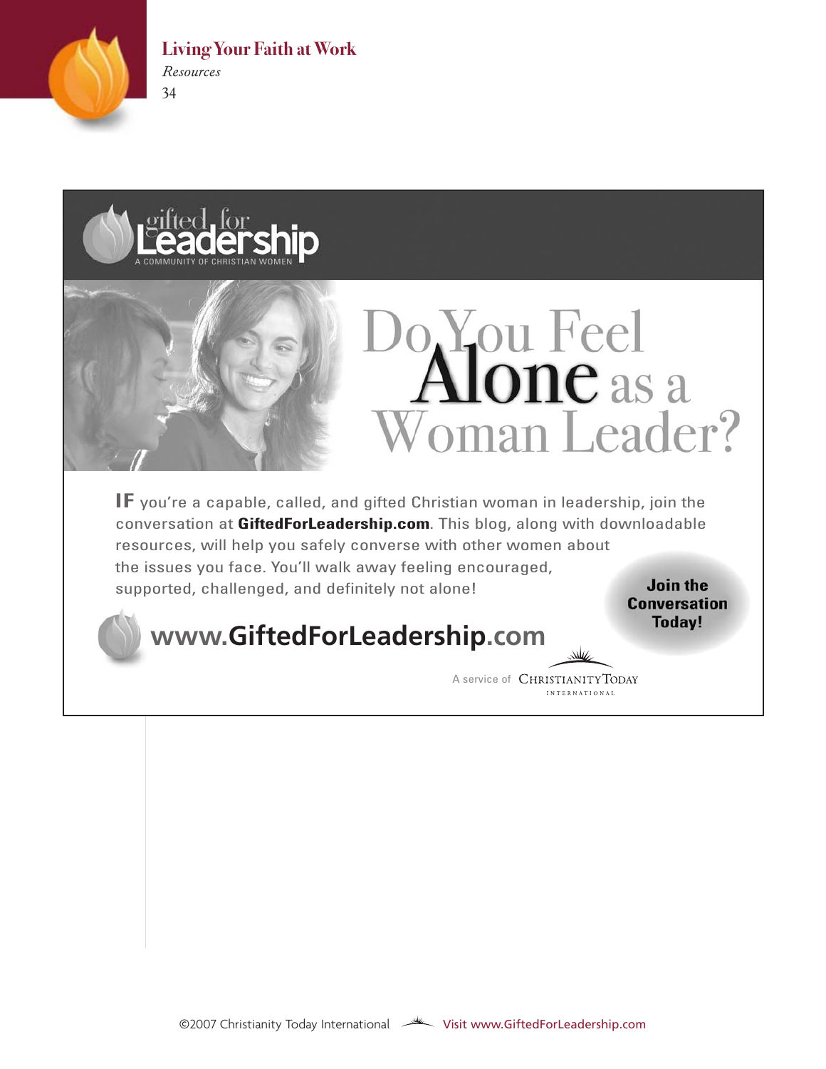gifted for Leadership

A COMMUNITY OF CHRISTIAN WOMEN

# Do You Feel Alone as a Woman Leader?

**IF** you're a capable, called, and gifted Christian woman in leadership, join the conversation at **GiftedForLeadership.com**. This blog, along with downloadable resources, will help you safely converse with other women about the issues you face. You'll walk away feeling encouraged, supported, challenged, and definitely not alone!

**Join the Conversation Today!**

## www.**GiftedForLeadership**.com

A service of CHRISTIANITY TODAY INTERNATIONAL